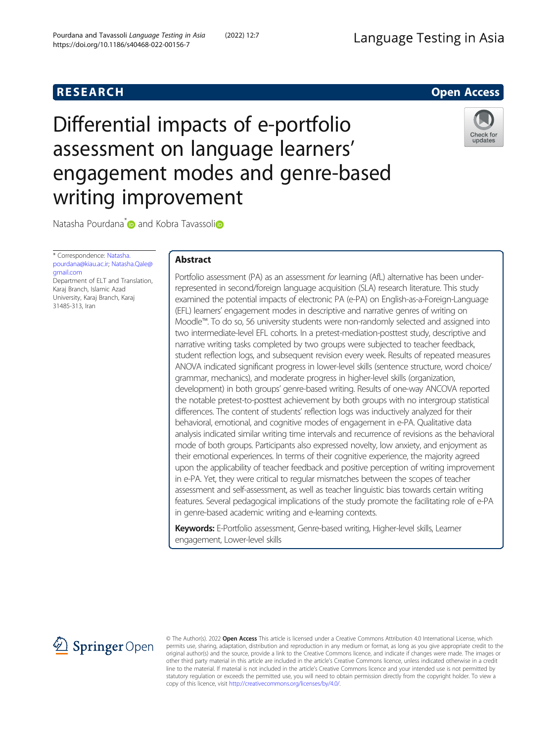RESEARCH

Open Access

# Differential impacts of e-portfolio assessment on language learners' engagement modes and genre-based writing improvement

Natasha Pourdana* and Kobra Tavassoli

\* Correspondence: Natasha.pourdana@kiau.ac.ir; Natasha.Qale@gmail.com
Department of ELT and Translation, Karaj Branch, Islamic Azad University, Karaj Branch, Karaj 31485-313, Iran

## Abstract

Portfolio assessment (PA) as an assessment *for* learning (AfL) alternative has been under-represented in second/foreign language acquisition (SLA) research literature. This study examined the potential impacts of electronic PA (e-PA) on English-as-a-Foreign-Language (EFL) learners' engagement modes in descriptive and narrative genres of writing on Moodle™. To do so, 56 university students were non-randomly selected and assigned into two intermediate-level EFL cohorts. In a pretest-mediation-posttest study, descriptive and narrative writing tasks completed by two groups were subjected to teacher feedback, student reflection logs, and subsequent revision every week. Results of repeated measures ANOVA indicated significant progress in lower-level skills (sentence structure, word choice/grammar, mechanics), and moderate progress in higher-level skills (organization, development) in both groups' genre-based writing. Results of one-way ANCOVA reported the notable pretest-to-posttest achievement by both groups with no intergroup statistical differences. The content of students' reflection logs was inductively analyzed for their behavioral, emotional, and cognitive modes of engagement in e-PA. Qualitative data analysis indicated similar writing time intervals and recurrence of revisions as the behavioral mode of both groups. Participants also expressed novelty, low anxiety, and enjoyment as their emotional experiences. In terms of their cognitive experience, the majority agreed upon the applicability of teacher feedback and positive perception of writing improvement in e-PA. Yet, they were critical to regular mismatches between the scopes of teacher assessment and self-assessment, as well as teacher linguistic bias towards certain writing features. Several pedagogical implications of the study promote the facilitating role of e-PA in genre-based academic writing and e-learning contexts.

**Keywords:** E-Portfolio assessment, Genre-based writing, Higher-level skills, Learner engagement, Lower-level skills

© The Author(s). 2022 **Open Access** This article is licensed under a Creative Commons Attribution 4.0 International License, which permits use, sharing, adaptation, distribution and reproduction in any medium or format, as long as you give appropriate credit to the original author(s) and the source, provide a link to the Creative Commons licence, and indicate if changes were made. The images or other third party material in this article are included in the article's Creative Commons licence, unless indicated otherwise in a credit line to the material. If material is not included in the article's Creative Commons licence and your intended use is not permitted by statutory regulation or exceeds the permitted use, you will need to obtain permission directly from the copyright holder. To view a copy of this licence, visit http://creativecommons.org/licenses/by/4.0/.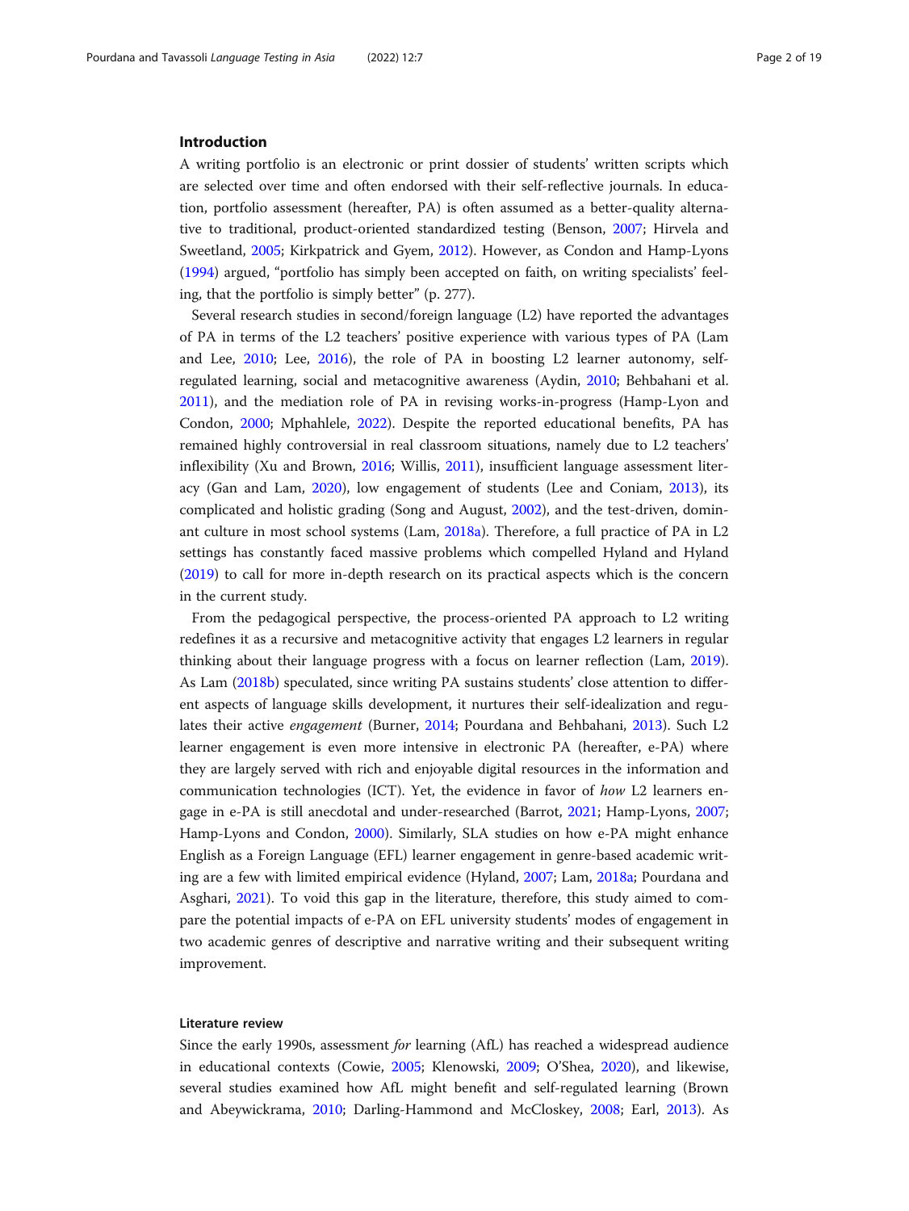## Introduction

A writing portfolio is an electronic or print dossier of students' written scripts which are selected over time and often endorsed with their self-reflective journals. In education, portfolio assessment (hereafter, PA) is often assumed as a better-quality alternative to traditional, product-oriented standardized testing (Benson, 2007; Hirvela and Sweetland, 2005; Kirkpatrick and Gyem, 2012). However, as Condon and Hamp-Lyons (1994) argued, "portfolio has simply been accepted on faith, on writing specialists' feeling, that the portfolio is simply better" (p. 277).

Several research studies in second/foreign language (L2) have reported the advantages of PA in terms of the L2 teachers' positive experience with various types of PA (Lam and Lee, 2010; Lee, 2016), the role of PA in boosting L2 learner autonomy, self-regulated learning, social and metacognitive awareness (Aydin, 2010; Behbahani et al. 2011), and the mediation role of PA in revising works-in-progress (Hamp-Lyon and Condon, 2000; Mphahlele, 2022). Despite the reported educational benefits, PA has remained highly controversial in real classroom situations, namely due to L2 teachers' inflexibility (Xu and Brown, 2016; Willis, 2011), insufficient language assessment literacy (Gan and Lam, 2020), low engagement of students (Lee and Coniam, 2013), its complicated and holistic grading (Song and August, 2002), and the test-driven, dominant culture in most school systems (Lam, 2018a). Therefore, a full practice of PA in L2 settings has constantly faced massive problems which compelled Hyland and Hyland (2019) to call for more in-depth research on its practical aspects which is the concern in the current study.

From the pedagogical perspective, the process-oriented PA approach to L2 writing redefines it as a recursive and metacognitive activity that engages L2 learners in regular thinking about their language progress with a focus on learner reflection (Lam, 2019). As Lam (2018b) speculated, since writing PA sustains students' close attention to different aspects of language skills development, it nurtures their self-idealization and regulates their active *engagement* (Burner, 2014; Pourdana and Behbahani, 2013). Such L2 learner engagement is even more intensive in electronic PA (hereafter, e-PA) where they are largely served with rich and enjoyable digital resources in the information and communication technologies (ICT). Yet, the evidence in favor of *how* L2 learners engage in e-PA is still anecdotal and under-researched (Barrot, 2021; Hamp-Lyons, 2007; Hamp-Lyons and Condon, 2000). Similarly, SLA studies on how e-PA might enhance English as a Foreign Language (EFL) learner engagement in genre-based academic writing are a few with limited empirical evidence (Hyland, 2007; Lam, 2018a; Pourdana and Asghari, 2021). To void this gap in the literature, therefore, this study aimed to compare the potential impacts of e-PA on EFL university students' modes of engagement in two academic genres of descriptive and narrative writing and their subsequent writing improvement.

### Literature review

Since the early 1990s, assessment *for* learning (AfL) has reached a widespread audience in educational contexts (Cowie, 2005; Klenowski, 2009; O'Shea, 2020), and likewise, several studies examined how AfL might benefit and self-regulated learning (Brown and Abeywickrama, 2010; Darling-Hammond and McCloskey, 2008; Earl, 2013). As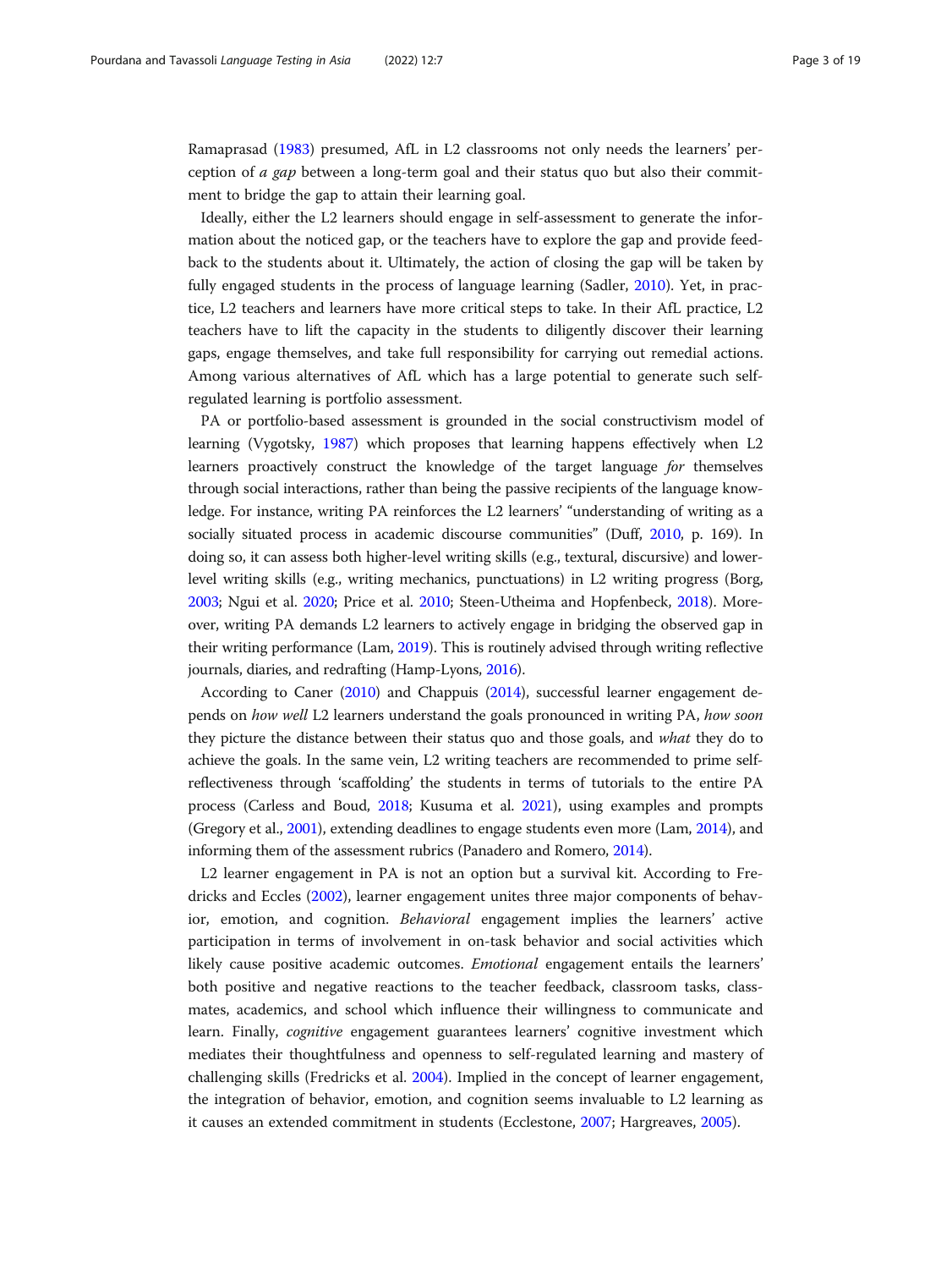Ramaprasad (1983) presumed, AfL in L2 classrooms not only needs the learners' perception of *a gap* between a long-term goal and their status quo but also their commitment to bridge the gap to attain their learning goal.

Ideally, either the L2 learners should engage in self-assessment to generate the information about the noticed gap, or the teachers have to explore the gap and provide feedback to the students about it. Ultimately, the action of closing the gap will be taken by fully engaged students in the process of language learning (Sadler, 2010). Yet, in practice, L2 teachers and learners have more critical steps to take. In their AfL practice, L2 teachers have to lift the capacity in the students to diligently discover their learning gaps, engage themselves, and take full responsibility for carrying out remedial actions. Among various alternatives of AfL which has a large potential to generate such self-regulated learning is portfolio assessment.

PA or portfolio-based assessment is grounded in the social constructivism model of learning (Vygotsky, 1987) which proposes that learning happens effectively when L2 learners proactively construct the knowledge of the target language *for* themselves through social interactions, rather than being the passive recipients of the language knowledge. For instance, writing PA reinforces the L2 learners' "understanding of writing as a socially situated process in academic discourse communities" (Duff, 2010, p. 169). In doing so, it can assess both higher-level writing skills (e.g., textural, discursive) and lower-level writing skills (e.g., writing mechanics, punctuations) in L2 writing progress (Borg, 2003; Ngui et al. 2020; Price et al. 2010; Steen-Utheima and Hopfenbeck, 2018). Moreover, writing PA demands L2 learners to actively engage in bridging the observed gap in their writing performance (Lam, 2019). This is routinely advised through writing reflective journals, diaries, and redrafting (Hamp-Lyons, 2016).

According to Caner (2010) and Chappuis (2014), successful learner engagement depends on *how well* L2 learners understand the goals pronounced in writing PA, *how soon* they picture the distance between their status quo and those goals, and *what* they do to achieve the goals. In the same vein, L2 writing teachers are recommended to prime self-reflectiveness through 'scaffolding' the students in terms of tutorials to the entire PA process (Carless and Boud, 2018; Kusuma et al. 2021), using examples and prompts (Gregory et al., 2001), extending deadlines to engage students even more (Lam, 2014), and informing them of the assessment rubrics (Panadero and Romero, 2014).

L2 learner engagement in PA is not an option but a survival kit. According to Fredricks and Eccles (2002), learner engagement unites three major components of behavior, emotion, and cognition. *Behavioral* engagement implies the learners' active participation in terms of involvement in on-task behavior and social activities which likely cause positive academic outcomes. *Emotional* engagement entails the learners' both positive and negative reactions to the teacher feedback, classroom tasks, classmates, academics, and school which influence their willingness to communicate and learn. Finally, *cognitive* engagement guarantees learners' cognitive investment which mediates their thoughtfulness and openness to self-regulated learning and mastery of challenging skills (Fredricks et al. 2004). Implied in the concept of learner engagement, the integration of behavior, emotion, and cognition seems invaluable to L2 learning as it causes an extended commitment in students (Ecclestone, 2007; Hargreaves, 2005).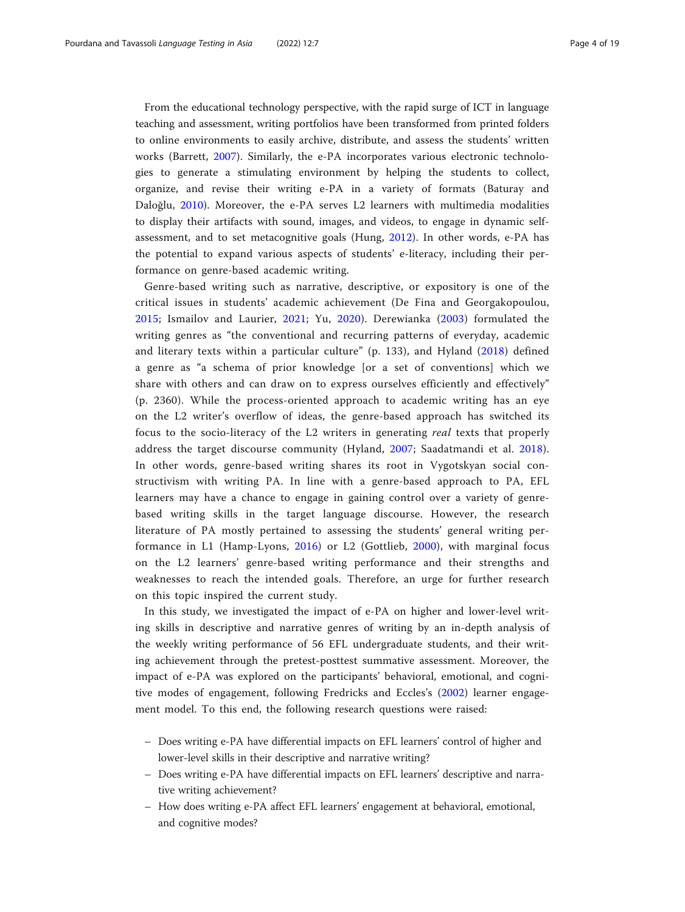From the educational technology perspective, with the rapid surge of ICT in language teaching and assessment, writing portfolios have been transformed from printed folders to online environments to easily archive, distribute, and assess the students' written works (Barrett, 2007). Similarly, the e-PA incorporates various electronic technologies to generate a stimulating environment by helping the students to collect, organize, and revise their writing e-PA in a variety of formats (Baturay and Daloğlu, 2010). Moreover, the e-PA serves L2 learners with multimedia modalities to display their artifacts with sound, images, and videos, to engage in dynamic self-assessment, and to set metacognitive goals (Hung, 2012). In other words, e-PA has the potential to expand various aspects of students' e-literacy, including their performance on genre-based academic writing.

Genre-based writing such as narrative, descriptive, or expository is one of the critical issues in students' academic achievement (De Fina and Georgakopoulou, 2015; Ismailov and Laurier, 2021; Yu, 2020). Derewianka (2003) formulated the writing genres as "the conventional and recurring patterns of everyday, academic and literary texts within a particular culture" (p. 133), and Hyland (2018) defined a genre as "a schema of prior knowledge [or a set of conventions] which we share with others and can draw on to express ourselves efficiently and effectively" (p. 2360). While the process-oriented approach to academic writing has an eye on the L2 writer's overflow of ideas, the genre-based approach has switched its focus to the socio-literacy of the L2 writers in generating *real* texts that properly address the target discourse community (Hyland, 2007; Saadatmandi et al. 2018). In other words, genre-based writing shares its root in Vygotskyan social constructivism with writing PA. In line with a genre-based approach to PA, EFL learners may have a chance to engage in gaining control over a variety of genre-based writing skills in the target language discourse. However, the research literature of PA mostly pertained to assessing the students' general writing performance in L1 (Hamp-Lyons, 2016) or L2 (Gottlieb, 2000), with marginal focus on the L2 learners' genre-based writing performance and their strengths and weaknesses to reach the intended goals. Therefore, an urge for further research on this topic inspired the current study.

In this study, we investigated the impact of e-PA on higher and lower-level writing skills in descriptive and narrative genres of writing by an in-depth analysis of the weekly writing performance of 56 EFL undergraduate students, and their writing achievement through the pretest-posttest summative assessment. Moreover, the impact of e-PA was explored on the participants' behavioral, emotional, and cognitive modes of engagement, following Fredricks and Eccles's (2002) learner engagement model. To this end, the following research questions were raised:

- Does writing e-PA have differential impacts on EFL learners' control of higher and lower-level skills in their descriptive and narrative writing?
- Does writing e-PA have differential impacts on EFL learners' descriptive and narrative writing achievement?
- How does writing e-PA affect EFL learners' engagement at behavioral, emotional, and cognitive modes?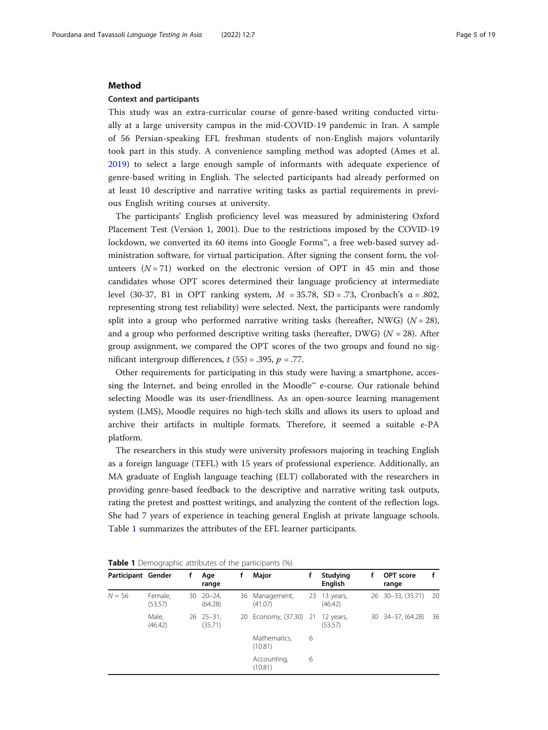## Method

### Context and participants

This study was an extra-curricular course of genre-based writing conducted virtually at a large university campus in the mid-COVID-19 pandemic in Iran. A sample of 56 Persian-speaking EFL freshman students of non-English majors voluntarily took part in this study. A convenience sampling method was adopted (Ames et al. 2019) to select a large enough sample of informants with adequate experience of genre-based writing in English. The selected participants had already performed on at least 10 descriptive and narrative writing tasks as partial requirements in previous English writing courses at university.

The participants' English proficiency level was measured by administering Oxford Placement Test (Version 1, 2001). Due to the restrictions imposed by the COVID-19 lockdown, we converted its 60 items into Google Forms™, a free web-based survey administration software, for virtual participation. After signing the consent form, the volunteers ($N = 71$) worked on the electronic version of OPT in 45 min and those candidates whose OPT scores determined their language proficiency at intermediate level (30-37, B1 in OPT ranking system, $M = 35.78$, $SD = .73$, Cronbach's $\alpha = .802$, representing strong test reliability) were selected. Next, the participants were randomly split into a group who performed narrative writing tasks (hereafter, NWG) ($N = 28$), and a group who performed descriptive writing tasks (hereafter, DWG) ($N = 28$). After group assignment, we compared the OPT scores of the two groups and found no significant intergroup differences, $t(55) = .395$, $p = .77$.

Other requirements for participating in this study were having a smartphone, accessing the Internet, and being enrolled in the Moodle™ e-course. Our rationale behind selecting Moodle was its user-friendliness. As an open-source learning management system (LMS), Moodle requires no high-tech skills and allows its users to upload and archive their artifacts in multiple formats. Therefore, it seemed a suitable e-PA platform.

The researchers in this study were university professors majoring in teaching English as a foreign language (TEFL) with 15 years of professional experience. Additionally, an MA graduate of English language teaching (ELT) collaborated with the researchers in providing genre-based feedback to the descriptive and narrative writing task outputs, rating the pretest and posttest writings, and analyzing the content of the reflection logs. She had 7 years of experience in teaching general English at private language schools. Table 1 summarizes the attributes of the EFL learner participants.

**Table 1** Demographic attributes of the participants (%)

| Participant | Gender | f | Age range | f | Major | f | Studying English | f | OPT score range | f |
|---|---|---|---|---|---|---|---|---|---|---|
| $N = 56$ | Female, (53.57) | 30 | 20–24, (64.28) | 36 | Management, (41.07) | 23 | 13 years, (46.42) | 26 | 30–33, (35.71) | 20 |
| | Male, (46.42) | 26 | 25–31, (35.71) | 20 | Economy, (37.30) | 21 | 12 years, (53.57) | 30 | 34–37, (64.28) | 36 |
| | | | | | Mathematics, (10.81) | 6 | | | | |
| | | | | | Accounting, (10.81) | 6 | | | | |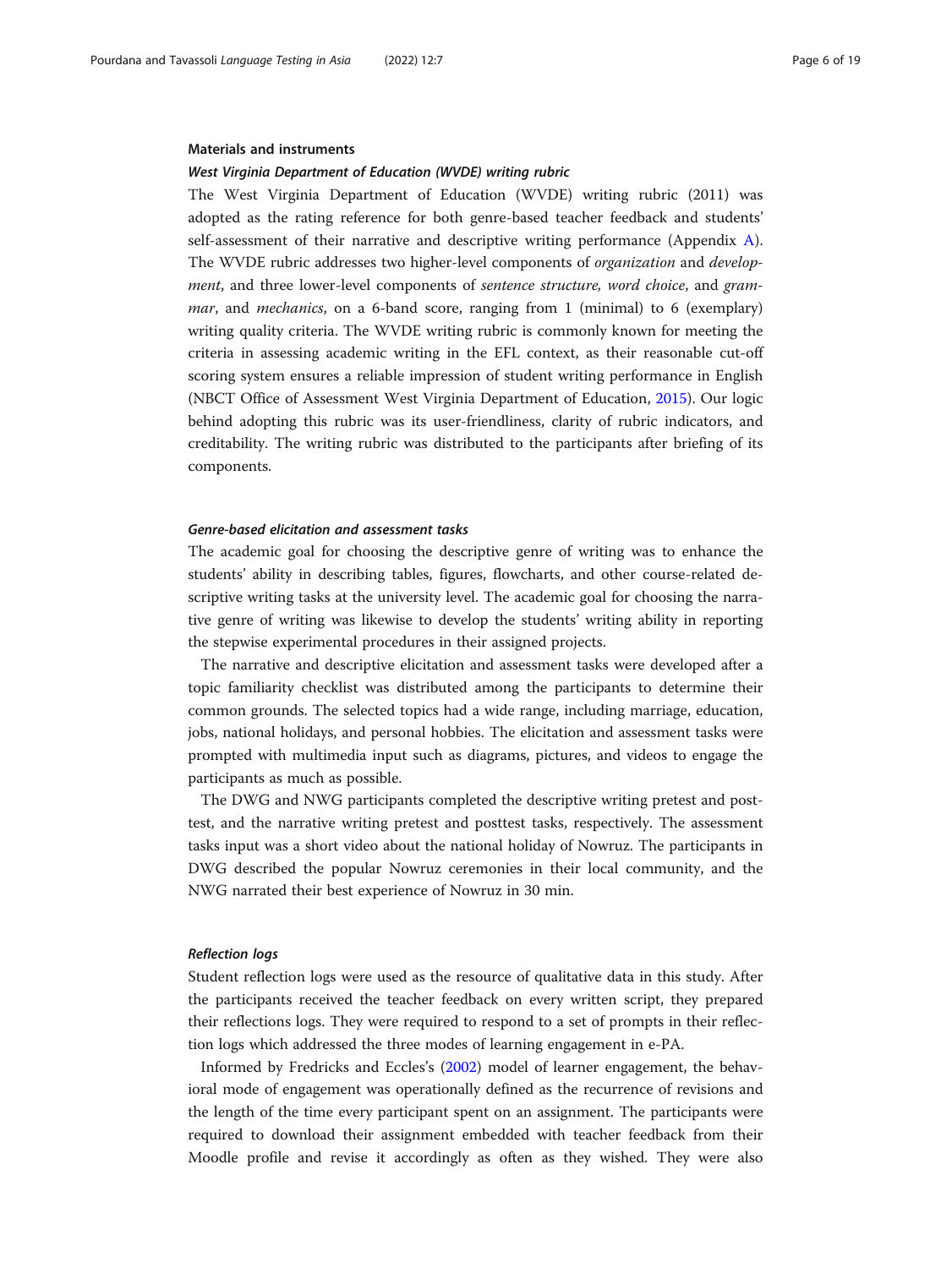### Materials and instruments

#### *West Virginia Department of Education (WVDE) writing rubric*

The West Virginia Department of Education (WVDE) writing rubric (2011) was adopted as the rating reference for both genre-based teacher feedback and students' self-assessment of their narrative and descriptive writing performance (Appendix A). The WVDE rubric addresses two higher-level components of *organization* and *development*, and three lower-level components of *sentence structure, word choice*, and *grammar*, and *mechanics*, on a 6-band score, ranging from 1 (minimal) to 6 (exemplary) writing quality criteria. The WVDE writing rubric is commonly known for meeting the criteria in assessing academic writing in the EFL context, as their reasonable cut-off scoring system ensures a reliable impression of student writing performance in English (NBCT Office of Assessment West Virginia Department of Education, 2015). Our logic behind adopting this rubric was its user-friendliness, clarity of rubric indicators, and creditability. The writing rubric was distributed to the participants after briefing of its components.

#### *Genre-based elicitation and assessment tasks*

The academic goal for choosing the descriptive genre of writing was to enhance the students' ability in describing tables, figures, flowcharts, and other course-related descriptive writing tasks at the university level. The academic goal for choosing the narrative genre of writing was likewise to develop the students' writing ability in reporting the stepwise experimental procedures in their assigned projects.

The narrative and descriptive elicitation and assessment tasks were developed after a topic familiarity checklist was distributed among the participants to determine their common grounds. The selected topics had a wide range, including marriage, education, jobs, national holidays, and personal hobbies. The elicitation and assessment tasks were prompted with multimedia input such as diagrams, pictures, and videos to engage the participants as much as possible.

The DWG and NWG participants completed the descriptive writing pretest and posttest, and the narrative writing pretest and posttest tasks, respectively. The assessment tasks input was a short video about the national holiday of Nowruz. The participants in DWG described the popular Nowruz ceremonies in their local community, and the NWG narrated their best experience of Nowruz in 30 min.

#### *Reflection logs*

Student reflection logs were used as the resource of qualitative data in this study. After the participants received the teacher feedback on every written script, they prepared their reflections logs. They were required to respond to a set of prompts in their reflection logs which addressed the three modes of learning engagement in e-PA.

Informed by Fredricks and Eccles's (2002) model of learner engagement, the behavioral mode of engagement was operationally defined as the recurrence of revisions and the length of the time every participant spent on an assignment. The participants were required to download their assignment embedded with teacher feedback from their Moodle profile and revise it accordingly as often as they wished. They were also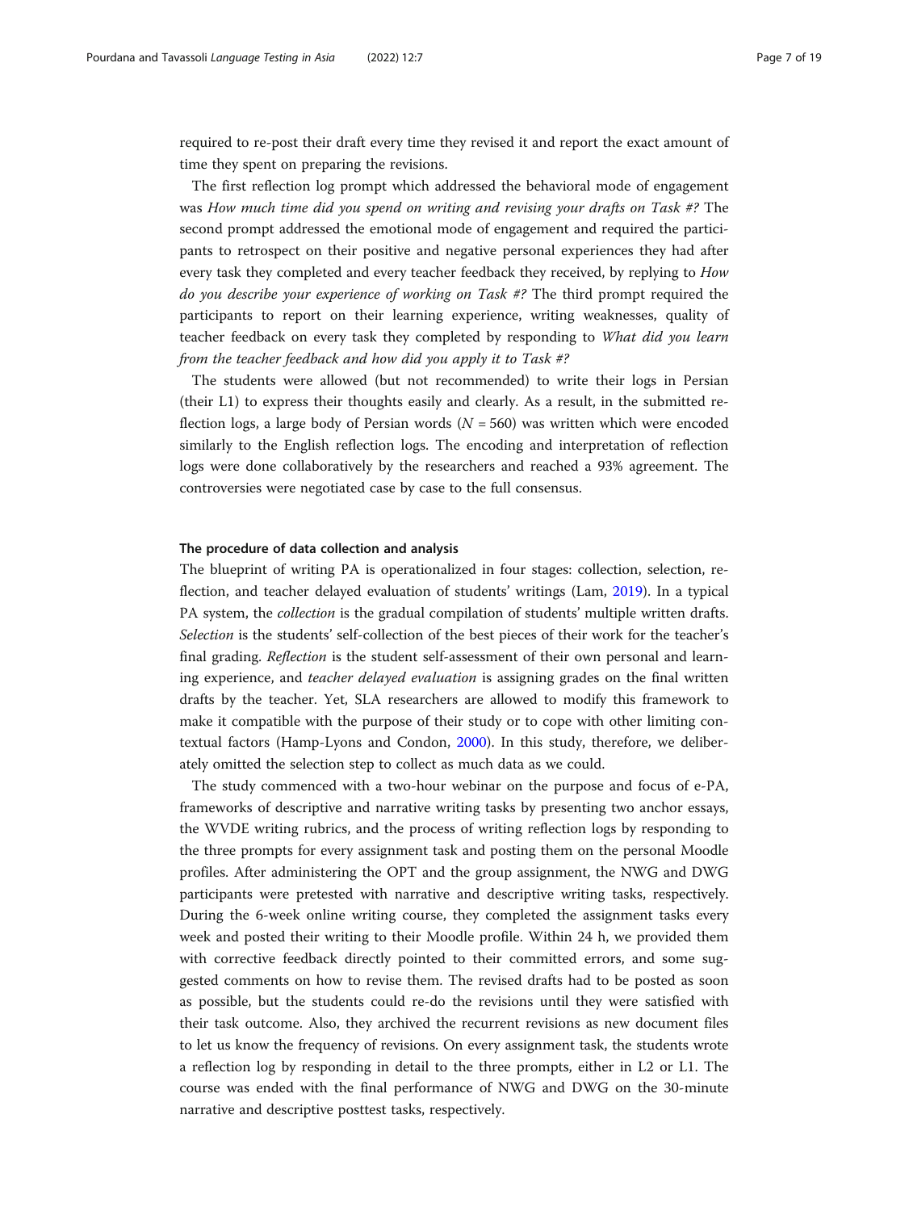required to re-post their draft every time they revised it and report the exact amount of time they spent on preparing the revisions.

The first reflection log prompt which addressed the behavioral mode of engagement was *How much time did you spend on writing and revising your drafts on Task #?* The second prompt addressed the emotional mode of engagement and required the participants to retrospect on their positive and negative personal experiences they had after every task they completed and every teacher feedback they received, by replying to *How do you describe your experience of working on Task #?* The third prompt required the participants to report on their learning experience, writing weaknesses, quality of teacher feedback on every task they completed by responding to *What did you learn from the teacher feedback and how did you apply it to Task #?*

The students were allowed (but not recommended) to write their logs in Persian (their L1) to express their thoughts easily and clearly. As a result, in the submitted reflection logs, a large body of Persian words ($N = 560$) was written which were encoded similarly to the English reflection logs. The encoding and interpretation of reflection logs were done collaboratively by the researchers and reached a 93% agreement. The controversies were negotiated case by case to the full consensus.

### The procedure of data collection and analysis

The blueprint of writing PA is operationalized in four stages: collection, selection, reflection, and teacher delayed evaluation of students' writings (Lam, 2019). In a typical PA system, the *collection* is the gradual compilation of students' multiple written drafts. *Selection* is the students' self-collection of the best pieces of their work for the teacher's final grading. *Reflection* is the student self-assessment of their own personal and learning experience, and *teacher delayed evaluation* is assigning grades on the final written drafts by the teacher. Yet, SLA researchers are allowed to modify this framework to make it compatible with the purpose of their study or to cope with other limiting contextual factors (Hamp-Lyons and Condon, 2000). In this study, therefore, we deliberately omitted the selection step to collect as much data as we could.

The study commenced with a two-hour webinar on the purpose and focus of e-PA, frameworks of descriptive and narrative writing tasks by presenting two anchor essays, the WVDE writing rubrics, and the process of writing reflection logs by responding to the three prompts for every assignment task and posting them on the personal Moodle profiles. After administering the OPT and the group assignment, the NWG and DWG participants were pretested with narrative and descriptive writing tasks, respectively. During the 6-week online writing course, they completed the assignment tasks every week and posted their writing to their Moodle profile. Within 24 h, we provided them with corrective feedback directly pointed to their committed errors, and some suggested comments on how to revise them. The revised drafts had to be posted as soon as possible, but the students could re-do the revisions until they were satisfied with their task outcome. Also, they archived the recurrent revisions as new document files to let us know the frequency of revisions. On every assignment task, the students wrote a reflection log by responding in detail to the three prompts, either in L2 or L1. The course was ended with the final performance of NWG and DWG on the 30-minute narrative and descriptive posttest tasks, respectively.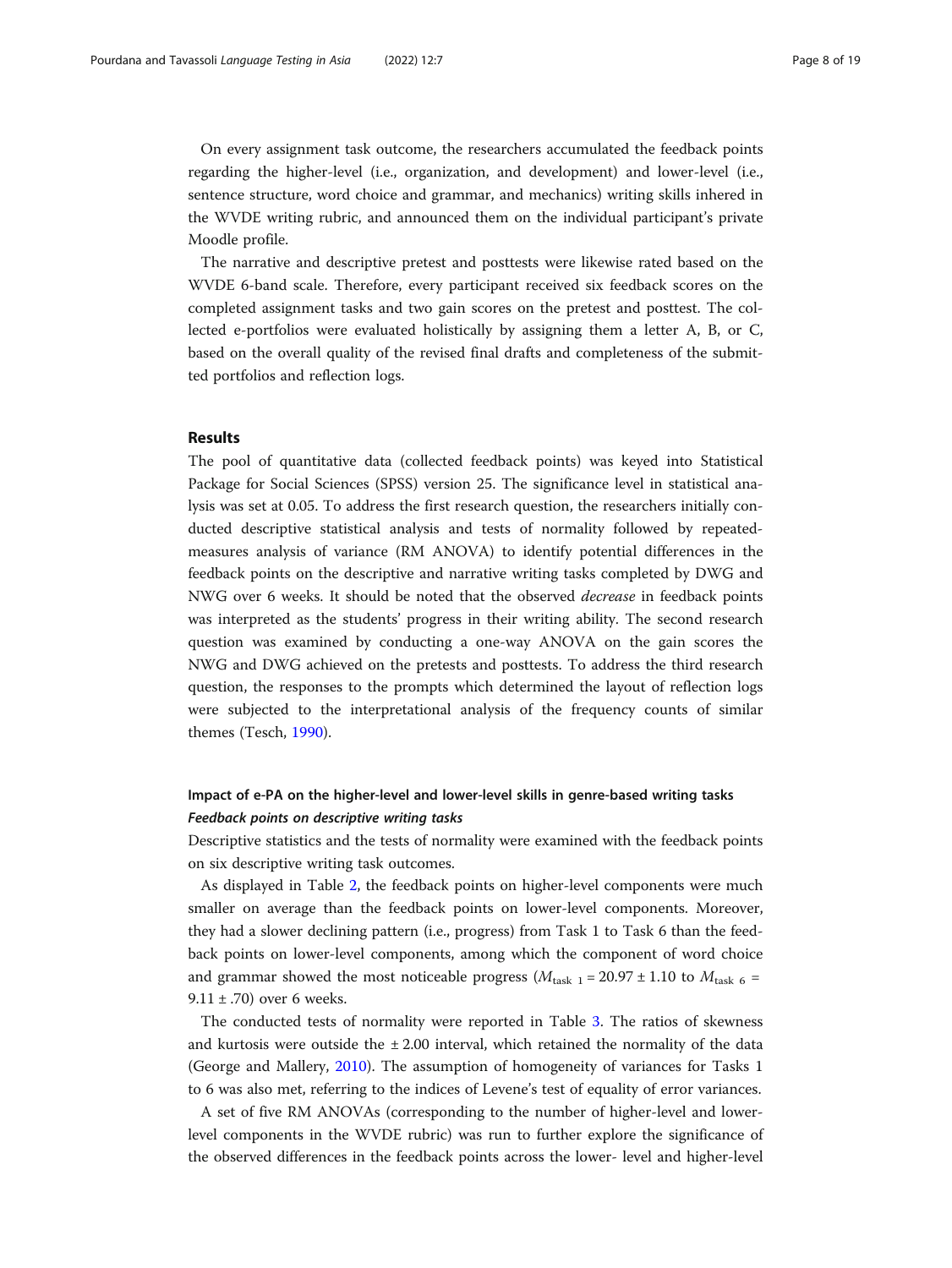On every assignment task outcome, the researchers accumulated the feedback points regarding the higher-level (i.e., organization, and development) and lower-level (i.e., sentence structure, word choice and grammar, and mechanics) writing skills inhered in the WVDE writing rubric, and announced them on the individual participant's private Moodle profile.

The narrative and descriptive pretest and posttests were likewise rated based on the WVDE 6-band scale. Therefore, every participant received six feedback scores on the completed assignment tasks and two gain scores on the pretest and posttest. The collected e-portfolios were evaluated holistically by assigning them a letter A, B, or C, based on the overall quality of the revised final drafts and completeness of the submitted portfolios and reflection logs.

## Results

The pool of quantitative data (collected feedback points) was keyed into Statistical Package for Social Sciences (SPSS) version 25. The significance level in statistical analysis was set at 0.05. To address the first research question, the researchers initially conducted descriptive statistical analysis and tests of normality followed by repeated-measures analysis of variance (RM ANOVA) to identify potential differences in the feedback points on the descriptive and narrative writing tasks completed by DWG and NWG over 6 weeks. It should be noted that the observed *decrease* in feedback points was interpreted as the students' progress in their writing ability. The second research question was examined by conducting a one-way ANOVA on the gain scores the NWG and DWG achieved on the pretests and posttests. To address the third research question, the responses to the prompts which determined the layout of reflection logs were subjected to the interpretational analysis of the frequency counts of similar themes (Tesch, 1990).

### Impact of e-PA on the higher-level and lower-level skills in genre-based writing tasks

#### *Feedback points on descriptive writing tasks*

Descriptive statistics and the tests of normality were examined with the feedback points on six descriptive writing task outcomes.

As displayed in Table 2, the feedback points on higher-level components were much smaller on average than the feedback points on lower-level components. Moreover, they had a slower declining pattern (i.e., progress) from Task 1 to Task 6 than the feedback points on lower-level components, among which the component of word choice and grammar showed the most noticeable progress ($M_{\text{task 1}} = 20.97 \pm 1.10$ to $M_{\text{task 6}} = 9.11 \pm .70$) over 6 weeks.

The conducted tests of normality were reported in Table 3. The ratios of skewness and kurtosis were outside the ± 2.00 interval, which retained the normality of the data (George and Mallery, 2010). The assumption of homogeneity of variances for Tasks 1 to 6 was also met, referring to the indices of Levene's test of equality of error variances.

A set of five RM ANOVAs (corresponding to the number of higher-level and lower-level components in the WVDE rubric) was run to further explore the significance of the observed differences in the feedback points across the lower- level and higher-level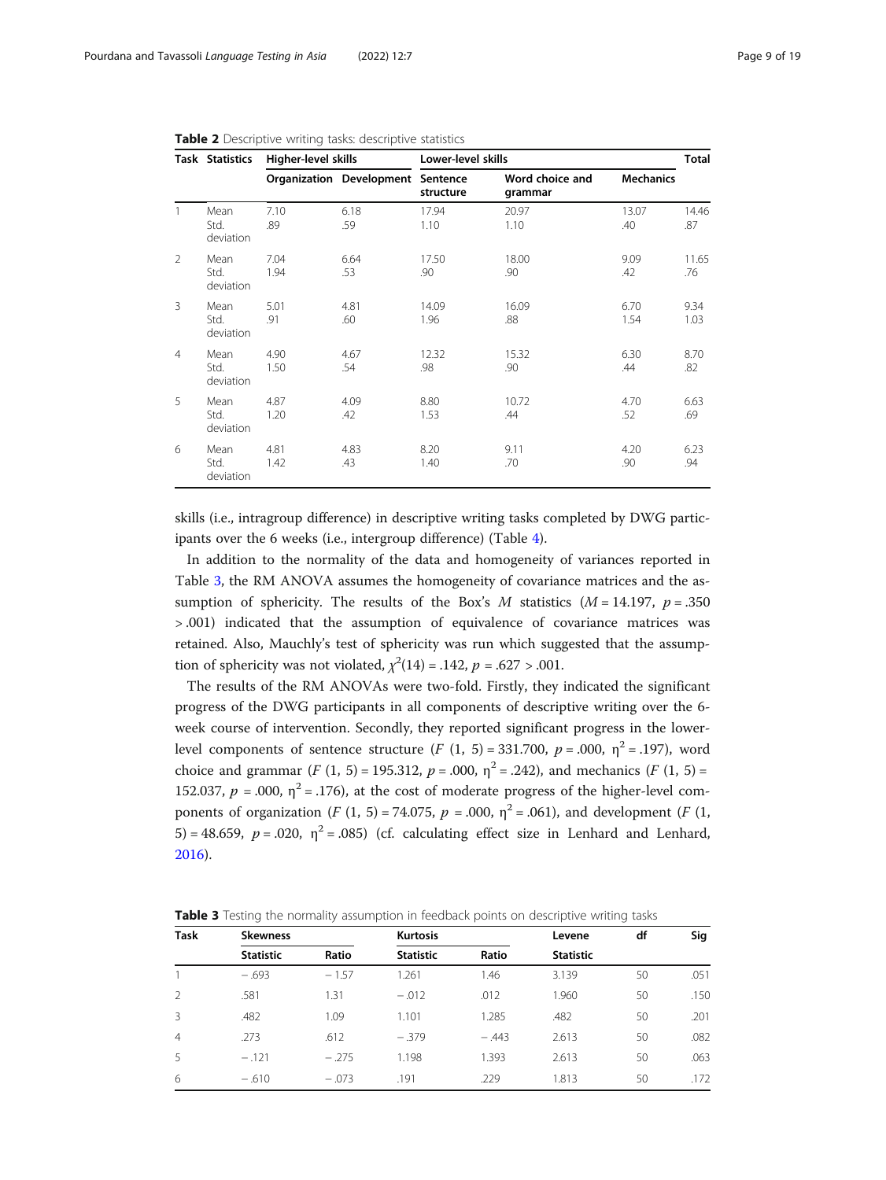**Table 2** Descriptive writing tasks: descriptive statistics

| Task | Statistics | Higher-level skills | | Lower-level skills | | | Total |
|---|---|---|---|---|---|---|---|
| | | Organization | Development | Sentence structure | Word choice and grammar | Mechanics | |
| 1 | Mean | 7.10 | 6.18 | 17.94 | 20.97 | 13.07 | 14.46 |
| | Std. deviation | .89 | .59 | 1.10 | 1.10 | .40 | .87 |
| 2 | Mean | 7.04 | 6.64 | 17.50 | 18.00 | 9.09 | 11.65 |
| | Std. deviation | 1.94 | .53 | .90 | .90 | .42 | .76 |
| 3 | Mean | 5.01 | 4.81 | 14.09 | 16.09 | 6.70 | 9.34 |
| | Std. deviation | .91 | .60 | 1.96 | .88 | 1.54 | 1.03 |
| 4 | Mean | 4.90 | 4.67 | 12.32 | 15.32 | 6.30 | 8.70 |
| | Std. deviation | 1.50 | .54 | .98 | .90 | .44 | .82 |
| 5 | Mean | 4.87 | 4.09 | 8.80 | 10.72 | 4.70 | 6.63 |
| | Std. deviation | 1.20 | .42 | 1.53 | .44 | .52 | .69 |
| 6 | Mean | 4.81 | 4.83 | 8.20 | 9.11 | 4.20 | 6.23 |
| | Std. deviation | 1.42 | .43 | 1.40 | .70 | .90 | .94 |

skills (i.e., intragroup difference) in descriptive writing tasks completed by DWG participants over the 6 weeks (i.e., intergroup difference) (Table 4).

In addition to the normality of the data and homogeneity of variances reported in Table 3, the RM ANOVA assumes the homogeneity of covariance matrices and the assumption of sphericity. The results of the Box's $M$ statistics ($M = 14.197$, $p = .350 > .001$) indicated that the assumption of equivalence of covariance matrices was retained. Also, Mauchly's test of sphericity was run which suggested that the assumption of sphericity was not violated, $\chi^2(14) = .142$, $p = .627 > .001$.

The results of the RM ANOVAs were two-fold. Firstly, they indicated the significant progress of the DWG participants in all components of descriptive writing over the 6-week course of intervention. Secondly, they reported significant progress in the lower-level components of sentence structure ($F$ (1, 5) = 331.700, $p = .000$, $\eta^2 = .197$), word choice and grammar ($F$ (1, 5) = 195.312, $p = .000$, $\eta^2 = .242$), and mechanics ($F$ (1, 5) = 152.037, $p = .000$, $\eta^2 = .176$), at the cost of moderate progress of the higher-level components of organization ($F$ (1, 5) = 74.075, $p = .000$, $\eta^2 = .061$), and development ($F$ (1, 5) = 48.659, $p = .020$, $\eta^2 = .085$) (cf. calculating effect size in Lenhard and Lenhard, 2016).

**Table 3** Testing the normality assumption in feedback points on descriptive writing tasks

| Task | Skewness | | Kurtosis | | Levene | df | Sig |
|---|---|---|---|---|---|---|---|
| | Statistic | Ratio | Statistic | Ratio | Statistic | | |
| 1 | − .693 | − 1.57 | 1.261 | 1.46 | 3.139 | 50 | .051 |
| 2 | .581 | 1.31 | − .012 | .012 | 1.960 | 50 | .150 |
| 3 | .482 | 1.09 | 1.101 | 1.285 | .482 | 50 | .201 |
| 4 | .273 | .612 | − .379 | − .443 | 2.613 | 50 | .082 |
| 5 | − .121 | − .275 | 1.198 | 1.393 | 2.613 | 50 | .063 |
| 6 | − .610 | − .073 | .191 | .229 | 1.813 | 50 | .172 |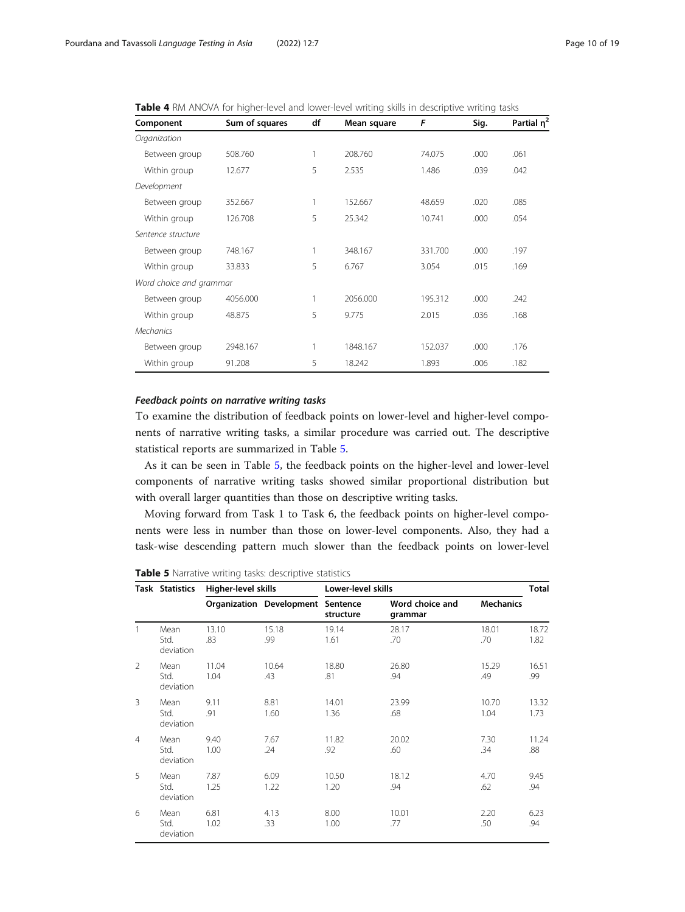**Table 4** RM ANOVA for higher-level and lower-level writing skills in descriptive writing tasks

| Component | Sum of squares | df | Mean square | F | Sig. | Partial $\eta^2$ |
|---|---|---|---|---|---|---|
| *Organization* | | | | | | |
| Between group | 508.760 | 1 | 208.760 | 74.075 | .000 | .061 |
| Within group | 12.677 | 5 | 2.535 | 1.486 | .039 | .042 |
| *Development* | | | | | | |
| Between group | 352.667 | 1 | 152.667 | 48.659 | .020 | .085 |
| Within group | 126.708 | 5 | 25.342 | 10.741 | .000 | .054 |
| *Sentence structure* | | | | | | |
| Between group | 748.167 | 1 | 348.167 | 331.700 | .000 | .197 |
| Within group | 33.833 | 5 | 6.767 | 3.054 | .015 | .169 |
| *Word choice and grammar* | | | | | | |
| Between group | 4056.000 | 1 | 2056.000 | 195.312 | .000 | .242 |
| Within group | 48.875 | 5 | 9.775 | 2.015 | .036 | .168 |
| *Mechanics* | | | | | | |
| Between group | 2948.167 | 1 | 1848.167 | 152.037 | .000 | .176 |
| Within group | 91.208 | 5 | 18.242 | 1.893 | .006 | .182 |

#### *Feedback points on narrative writing tasks*

To examine the distribution of feedback points on lower-level and higher-level components of narrative writing tasks, a similar procedure was carried out. The descriptive statistical reports are summarized in Table 5.

As it can be seen in Table 5, the feedback points on the higher-level and lower-level components of narrative writing tasks showed similar proportional distribution but with overall larger quantities than those on descriptive writing tasks.

Moving forward from Task 1 to Task 6, the feedback points on higher-level components were less in number than those on lower-level components. Also, they had a task-wise descending pattern much slower than the feedback points on lower-level

**Table 5** Narrative writing tasks: descriptive statistics

| Task | Statistics | Higher-level skills | | Lower-level skills | | | Total |
|---|---|---|---|---|---|---|---|
| | | Organization | Development | Sentence structure | Word choice and grammar | Mechanics | |
| 1 | Mean | 13.10 | 15.18 | 19.14 | 28.17 | 18.01 | 18.72 |
| | Std. deviation | .83 | .99 | 1.61 | .70 | .70 | 1.82 |
| 2 | Mean | 11.04 | 10.64 | 18.80 | 26.80 | 15.29 | 16.51 |
| | Std. deviation | 1.04 | .43 | .81 | .94 | .49 | .99 |
| 3 | Mean | 9.11 | 8.81 | 14.01 | 23.99 | 10.70 | 13.32 |
| | Std. deviation | .91 | 1.60 | 1.36 | .68 | 1.04 | 1.73 |
| 4 | Mean | 9.40 | 7.67 | 11.82 | 20.02 | 7.30 | 11.24 |
| | Std. deviation | 1.00 | .24 | .92 | .60 | .34 | .88 |
| 5 | Mean | 7.87 | 6.09 | 10.50 | 18.12 | 4.70 | 9.45 |
| | Std. deviation | 1.25 | 1.22 | 1.20 | .94 | .62 | .94 |
| 6 | Mean | 6.81 | 4.13 | 8.00 | 10.01 | 2.20 | 6.23 |
| | Std. deviation | 1.02 | .33 | 1.00 | .77 | .50 | .94 |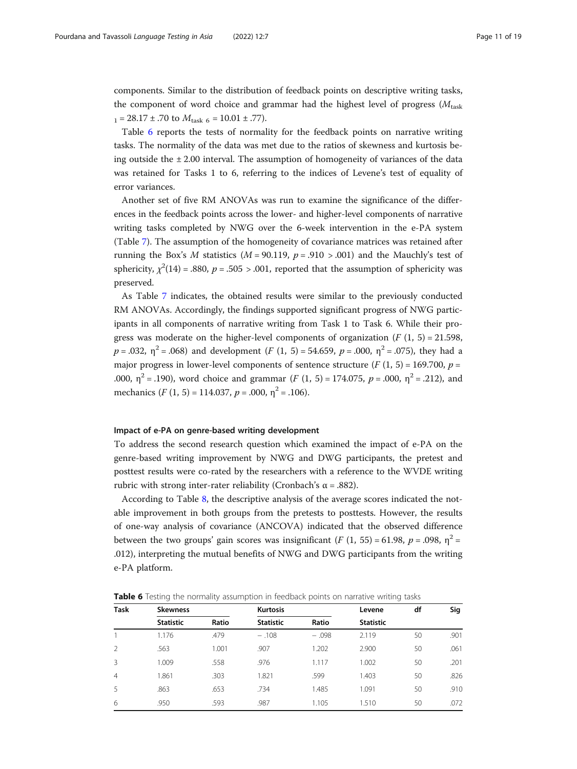components. Similar to the distribution of feedback points on descriptive writing tasks, the component of word choice and grammar had the highest level of progress ($M_{\text{task 1}}$ = 28.17 ± .70 to $M_{\text{task 6}}$ = 10.01 ± .77).

Table 6 reports the tests of normality for the feedback points on narrative writing tasks. The normality of the data was met due to the ratios of skewness and kurtosis being outside the ± 2.00 interval. The assumption of homogeneity of variances of the data was retained for Tasks 1 to 6, referring to the indices of Levene's test of equality of error variances.

Another set of five RM ANOVAs was run to examine the significance of the differences in the feedback points across the lower- and higher-level components of narrative writing tasks completed by NWG over the 6-week intervention in the e-PA system (Table 7). The assumption of the homogeneity of covariance matrices was retained after running the Box's $M$ statistics ($M$ = 90.119, $p$ = .910 > .001) and the Mauchly's test of sphericity, $\chi^2(14)$ = .880, $p$ = .505 > .001, reported that the assumption of sphericity was preserved.

As Table 7 indicates, the obtained results were similar to the previously conducted RM ANOVAs. Accordingly, the findings supported significant progress of NWG participants in all components of narrative writing from Task 1 to Task 6. While their progress was moderate on the higher-level components of organization ($F$ (1, 5) = 21.598, $p$ = .032, $\eta^2$ = .068) and development ($F$ (1, 5) = 54.659, $p$ = .000, $\eta^2$ = .075), they had a major progress in lower-level components of sentence structure ($F$ (1, 5) = 169.700, $p$ = .000, $\eta^2$ = .190), word choice and grammar ($F$ (1, 5) = 174.075, $p$ = .000, $\eta^2$ = .212), and mechanics ($F$ (1, 5) = 114.037, $p$ = .000, $\eta^2$ = .106).

### Impact of e-PA on genre-based writing development

To address the second research question which examined the impact of e-PA on the genre-based writing improvement by NWG and DWG participants, the pretest and posttest results were co-rated by the researchers with a reference to the WVDE writing rubric with strong inter-rater reliability (Cronbach's α = .882).

According to Table 8, the descriptive analysis of the average scores indicated the notable improvement in both groups from the pretests to posttests. However, the results of one-way analysis of covariance (ANCOVA) indicated that the observed difference between the two groups' gain scores was insignificant ($F$ (1, 55) = 61.98, $p$ = .098, $\eta^2$ = .012), interpreting the mutual benefits of NWG and DWG participants from the writing e-PA platform.

**Table 6** Testing the normality assumption in feedback points on narrative writing tasks

| Task | Skewness | | Kurtosis | | Levene | df | Sig |
|---|---|---|---|---|---|---|---|
| | Statistic | Ratio | Statistic | Ratio | Statistic | | |
| 1 | 1.176 | .479 | − .108 | − .098 | 2.119 | 50 | .901 |
| 2 | .563 | 1.001 | .907 | 1.202 | 2.900 | 50 | .061 |
| 3 | 1.009 | .558 | .976 | 1.117 | 1.002 | 50 | .201 |
| 4 | 1.861 | .303 | 1.821 | .599 | 1.403 | 50 | .826 |
| 5 | .863 | .653 | .734 | 1.485 | 1.091 | 50 | .910 |
| 6 | .950 | .593 | .987 | 1.105 | 1.510 | 50 | .072 |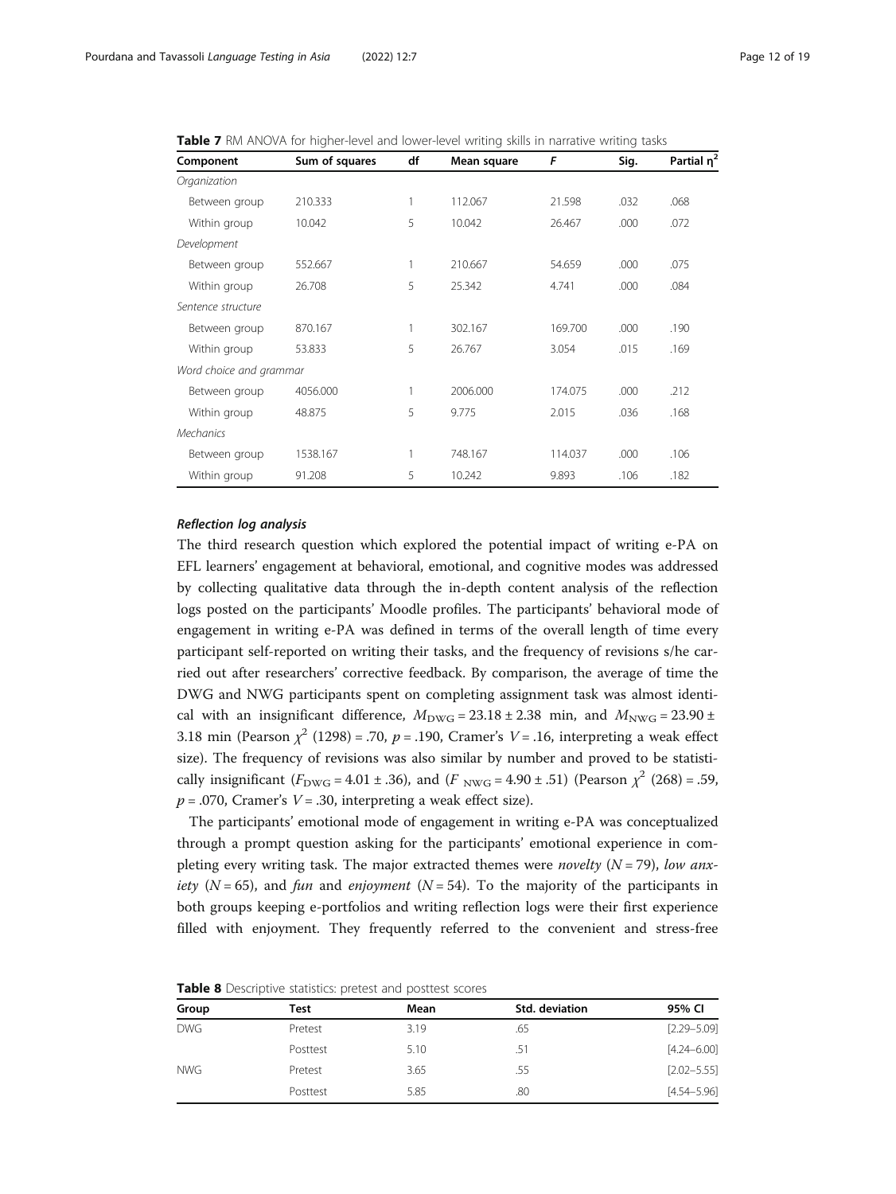**Table 7** RM ANOVA for higher-level and lower-level writing skills in narrative writing tasks

| Component | Sum of squares | df | Mean square | F | Sig. | Partial η² |
|---|---|---|---|---|---|---|
| *Organization* | | | | | | |
| Between group | 210.333 | 1 | 112.067 | 21.598 | .032 | .068 |
| Within group | 10.042 | 5 | 10.042 | 26.467 | .000 | .072 |
| *Development* | | | | | | |
| Between group | 552.667 | 1 | 210.667 | 54.659 | .000 | .075 |
| Within group | 26.708 | 5 | 25.342 | 4.741 | .000 | .084 |
| *Sentence structure* | | | | | | |
| Between group | 870.167 | 1 | 302.167 | 169.700 | .000 | .190 |
| Within group | 53.833 | 5 | 26.767 | 3.054 | .015 | .169 |
| *Word choice and grammar* | | | | | | |
| Between group | 4056.000 | 1 | 2006.000 | 174.075 | .000 | .212 |
| Within group | 48.875 | 5 | 9.775 | 2.015 | .036 | .168 |
| *Mechanics* | | | | | | |
| Between group | 1538.167 | 1 | 748.167 | 114.037 | .000 | .106 |
| Within group | 91.208 | 5 | 10.242 | 9.893 | .106 | .182 |

#### *Reflection log analysis*

The third research question which explored the potential impact of writing e-PA on EFL learners' engagement at behavioral, emotional, and cognitive modes was addressed by collecting qualitative data through the in-depth content analysis of the reflection logs posted on the participants' Moodle profiles. The participants' behavioral mode of engagement in writing e-PA was defined in terms of the overall length of time every participant self-reported on writing their tasks, and the frequency of revisions s/he carried out after researchers' corrective feedback. By comparison, the average of time the DWG and NWG participants spent on completing assignment task was almost identical with an insignificant difference, $M_{\text{DWG}} = 23.18 \pm 2.38$ min, and $M_{\text{NWG}} = 23.90 \pm 3.18$ min (Pearson $\chi^2$ (1298) = .70, $p = .190$, Cramer's $V = .16$, interpreting a weak effect size). The frequency of revisions was also similar by number and proved to be statistically insignificant ($F_{\text{DWG}} = 4.01 \pm .36$), and ($F_{\text{NWG}} = 4.90 \pm .51$) (Pearson $\chi^2$ (268) = .59, $p = .070$, Cramer's $V = .30$, interpreting a weak effect size).

The participants' emotional mode of engagement in writing e-PA was conceptualized through a prompt question asking for the participants' emotional experience in completing every writing task. The major extracted themes were *novelty* ($N = 79$), *low anxiety* ($N = 65$), and *fun* and *enjoyment* ($N = 54$). To the majority of the participants in both groups keeping e-portfolios and writing reflection logs were their first experience filled with enjoyment. They frequently referred to the convenient and stress-free

**Table 8** Descriptive statistics: pretest and posttest scores

| Group | Test | Mean | Std. deviation | 95% CI |
|---|---|---|---|---|
| DWG | Pretest | 3.19 | .65 | [2.29–5.09] |
| | Posttest | 5.10 | .51 | [4.24–6.00] |
| NWG | Pretest | 3.65 | .55 | [2.02–5.55] |
| | Posttest | 5.85 | .80 | [4.54–5.96] |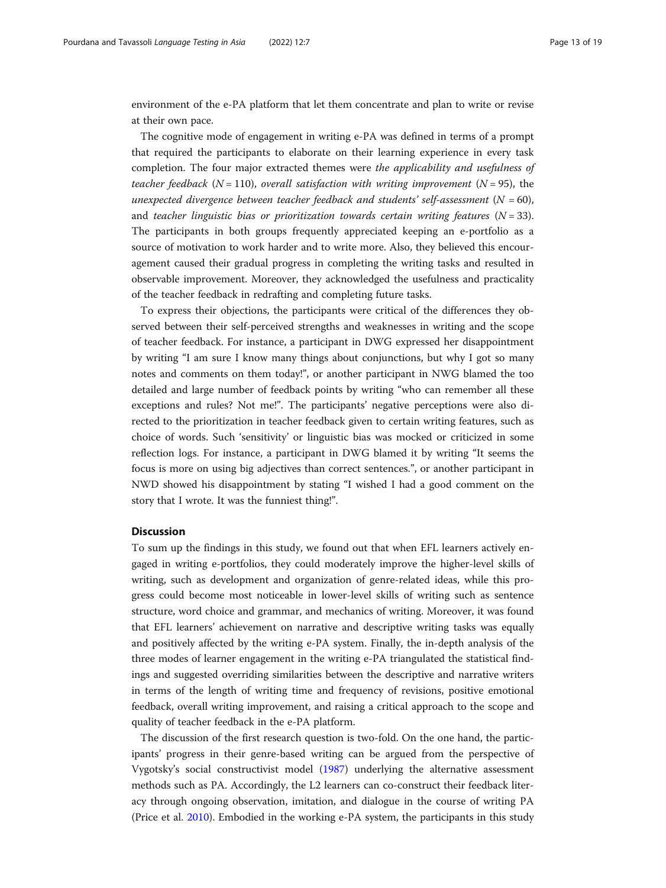environment of the e-PA platform that let them concentrate and plan to write or revise at their own pace.

The cognitive mode of engagement in writing e-PA was defined in terms of a prompt that required the participants to elaborate on their learning experience in every task completion. The four major extracted themes were *the applicability and usefulness of teacher feedback* ($N = 110$), *overall satisfaction with writing improvement* ($N = 95$), the *unexpected divergence between teacher feedback and students' self-assessment* ($N = 60$), and *teacher linguistic bias or prioritization towards certain writing features* ($N = 33$). The participants in both groups frequently appreciated keeping an e-portfolio as a source of motivation to work harder and to write more. Also, they believed this encouragement caused their gradual progress in completing the writing tasks and resulted in observable improvement. Moreover, they acknowledged the usefulness and practicality of the teacher feedback in redrafting and completing future tasks.

To express their objections, the participants were critical of the differences they observed between their self-perceived strengths and weaknesses in writing and the scope of teacher feedback. For instance, a participant in DWG expressed her disappointment by writing "I am sure I know many things about conjunctions, but why I got so many notes and comments on them today!", or another participant in NWG blamed the too detailed and large number of feedback points by writing "who can remember all these exceptions and rules? Not me!". The participants' negative perceptions were also directed to the prioritization in teacher feedback given to certain writing features, such as choice of words. Such 'sensitivity' or linguistic bias was mocked or criticized in some reflection logs. For instance, a participant in DWG blamed it by writing "It seems the focus is more on using big adjectives than correct sentences.", or another participant in NWD showed his disappointment by stating "I wished I had a good comment on the story that I wrote. It was the funniest thing!".

## Discussion

To sum up the findings in this study, we found out that when EFL learners actively engaged in writing e-portfolios, they could moderately improve the higher-level skills of writing, such as development and organization of genre-related ideas, while this progress could become most noticeable in lower-level skills of writing such as sentence structure, word choice and grammar, and mechanics of writing. Moreover, it was found that EFL learners' achievement on narrative and descriptive writing tasks was equally and positively affected by the writing e-PA system. Finally, the in-depth analysis of the three modes of learner engagement in the writing e-PA triangulated the statistical findings and suggested overriding similarities between the descriptive and narrative writers in terms of the length of writing time and frequency of revisions, positive emotional feedback, overall writing improvement, and raising a critical approach to the scope and quality of teacher feedback in the e-PA platform.

The discussion of the first research question is two-fold. On the one hand, the participants' progress in their genre-based writing can be argued from the perspective of Vygotsky's social constructivist model (1987) underlying the alternative assessment methods such as PA. Accordingly, the L2 learners can co-construct their feedback literacy through ongoing observation, imitation, and dialogue in the course of writing PA (Price et al. 2010). Embodied in the working e-PA system, the participants in this study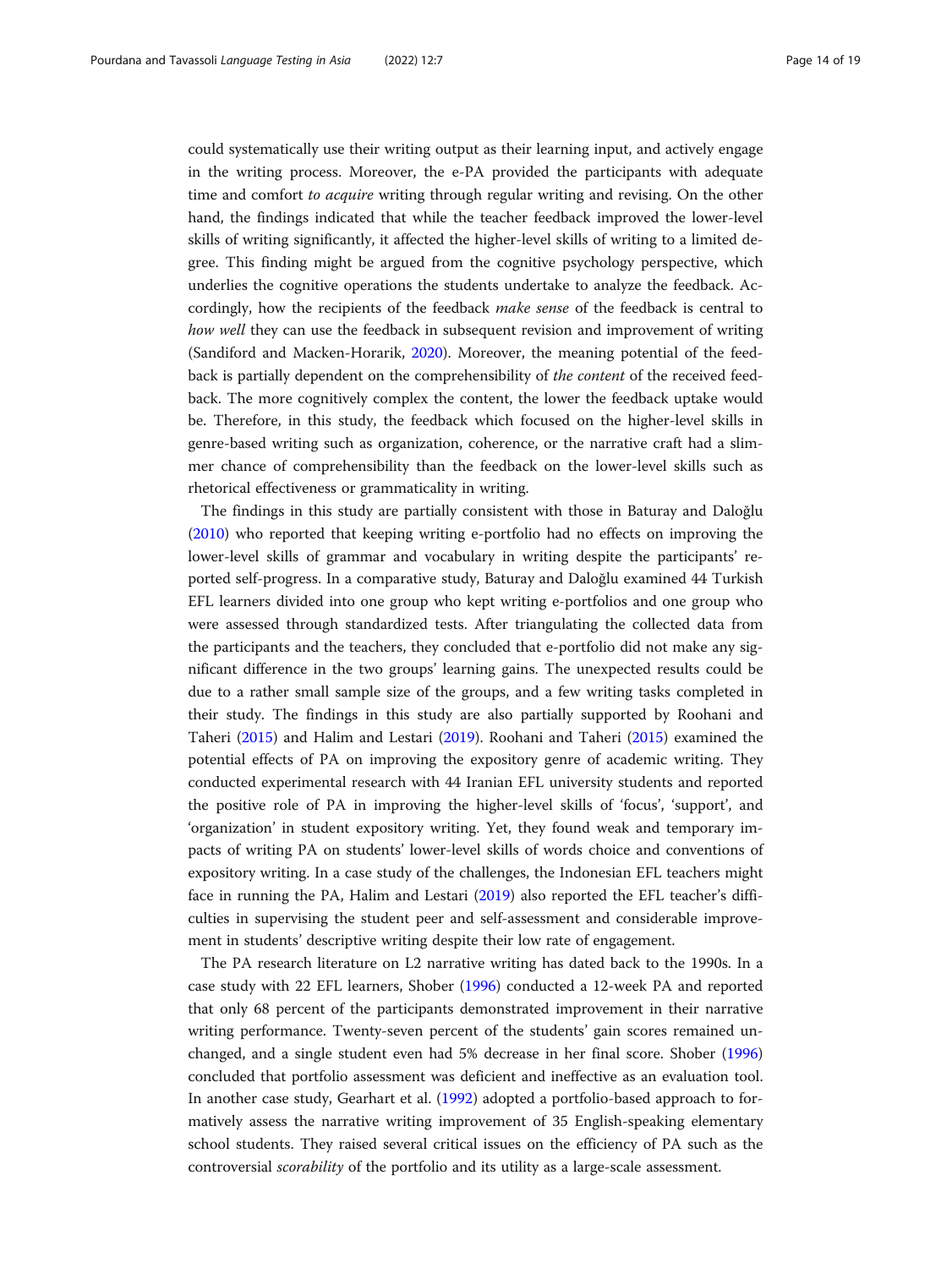could systematically use their writing output as their learning input, and actively engage in the writing process. Moreover, the e-PA provided the participants with adequate time and comfort *to acquire* writing through regular writing and revising. On the other hand, the findings indicated that while the teacher feedback improved the lower-level skills of writing significantly, it affected the higher-level skills of writing to a limited degree. This finding might be argued from the cognitive psychology perspective, which underlies the cognitive operations the students undertake to analyze the feedback. Accordingly, how the recipients of the feedback *make sense* of the feedback is central to *how well* they can use the feedback in subsequent revision and improvement of writing (Sandiford and Macken-Horarik, 2020). Moreover, the meaning potential of the feedback is partially dependent on the comprehensibility of *the content* of the received feedback. The more cognitively complex the content, the lower the feedback uptake would be. Therefore, in this study, the feedback which focused on the higher-level skills in genre-based writing such as organization, coherence, or the narrative craft had a slimmer chance of comprehensibility than the feedback on the lower-level skills such as rhetorical effectiveness or grammaticality in writing.

The findings in this study are partially consistent with those in Baturay and Daloğlu (2010) who reported that keeping writing e-portfolio had no effects on improving the lower-level skills of grammar and vocabulary in writing despite the participants' reported self-progress. In a comparative study, Baturay and Daloğlu examined 44 Turkish EFL learners divided into one group who kept writing e-portfolios and one group who were assessed through standardized tests. After triangulating the collected data from the participants and the teachers, they concluded that e-portfolio did not make any significant difference in the two groups' learning gains. The unexpected results could be due to a rather small sample size of the groups, and a few writing tasks completed in their study. The findings in this study are also partially supported by Roohani and Taheri (2015) and Halim and Lestari (2019). Roohani and Taheri (2015) examined the potential effects of PA on improving the expository genre of academic writing. They conducted experimental research with 44 Iranian EFL university students and reported the positive role of PA in improving the higher-level skills of 'focus', 'support', and 'organization' in student expository writing. Yet, they found weak and temporary impacts of writing PA on students' lower-level skills of words choice and conventions of expository writing. In a case study of the challenges, the Indonesian EFL teachers might face in running the PA, Halim and Lestari (2019) also reported the EFL teacher's difficulties in supervising the student peer and self-assessment and considerable improvement in students' descriptive writing despite their low rate of engagement.

The PA research literature on L2 narrative writing has dated back to the 1990s. In a case study with 22 EFL learners, Shober (1996) conducted a 12-week PA and reported that only 68 percent of the participants demonstrated improvement in their narrative writing performance. Twenty-seven percent of the students' gain scores remained unchanged, and a single student even had 5% decrease in her final score. Shober (1996) concluded that portfolio assessment was deficient and ineffective as an evaluation tool. In another case study, Gearhart et al. (1992) adopted a portfolio-based approach to formatively assess the narrative writing improvement of 35 English-speaking elementary school students. They raised several critical issues on the efficiency of PA such as the controversial *scorability* of the portfolio and its utility as a large-scale assessment.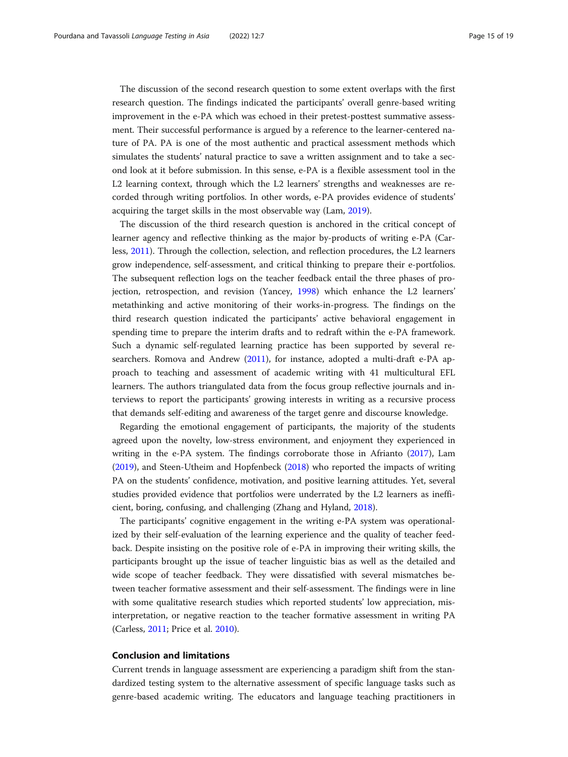The discussion of the second research question to some extent overlaps with the first research question. The findings indicated the participants' overall genre-based writing improvement in the e-PA which was echoed in their pretest-posttest summative assessment. Their successful performance is argued by a reference to the learner-centered nature of PA. PA is one of the most authentic and practical assessment methods which simulates the students' natural practice to save a written assignment and to take a second look at it before submission. In this sense, e-PA is a flexible assessment tool in the L2 learning context, through which the L2 learners' strengths and weaknesses are recorded through writing portfolios. In other words, e-PA provides evidence of students' acquiring the target skills in the most observable way (Lam, 2019).

The discussion of the third research question is anchored in the critical concept of learner agency and reflective thinking as the major by-products of writing e-PA (Carless, 2011). Through the collection, selection, and reflection procedures, the L2 learners grow independence, self-assessment, and critical thinking to prepare their e-portfolios. The subsequent reflection logs on the teacher feedback entail the three phases of projection, retrospection, and revision (Yancey, 1998) which enhance the L2 learners' metathinking and active monitoring of their works-in-progress. The findings on the third research question indicated the participants' active behavioral engagement in spending time to prepare the interim drafts and to redraft within the e-PA framework. Such a dynamic self-regulated learning practice has been supported by several researchers. Romova and Andrew (2011), for instance, adopted a multi-draft e-PA approach to teaching and assessment of academic writing with 41 multicultural EFL learners. The authors triangulated data from the focus group reflective journals and interviews to report the participants' growing interests in writing as a recursive process that demands self-editing and awareness of the target genre and discourse knowledge.

Regarding the emotional engagement of participants, the majority of the students agreed upon the novelty, low-stress environment, and enjoyment they experienced in writing in the e-PA system. The findings corroborate those in Afrianto (2017), Lam (2019), and Steen-Utheim and Hopfenbeck (2018) who reported the impacts of writing PA on the students' confidence, motivation, and positive learning attitudes. Yet, several studies provided evidence that portfolios were underrated by the L2 learners as inefficient, boring, confusing, and challenging (Zhang and Hyland, 2018).

The participants' cognitive engagement in the writing e-PA system was operationalized by their self-evaluation of the learning experience and the quality of teacher feedback. Despite insisting on the positive role of e-PA in improving their writing skills, the participants brought up the issue of teacher linguistic bias as well as the detailed and wide scope of teacher feedback. They were dissatisfied with several mismatches between teacher formative assessment and their self-assessment. The findings were in line with some qualitative research studies which reported students' low appreciation, misinterpretation, or negative reaction to the teacher formative assessment in writing PA (Carless, 2011; Price et al. 2010).

## Conclusion and limitations

Current trends in language assessment are experiencing a paradigm shift from the standardized testing system to the alternative assessment of specific language tasks such as genre-based academic writing. The educators and language teaching practitioners in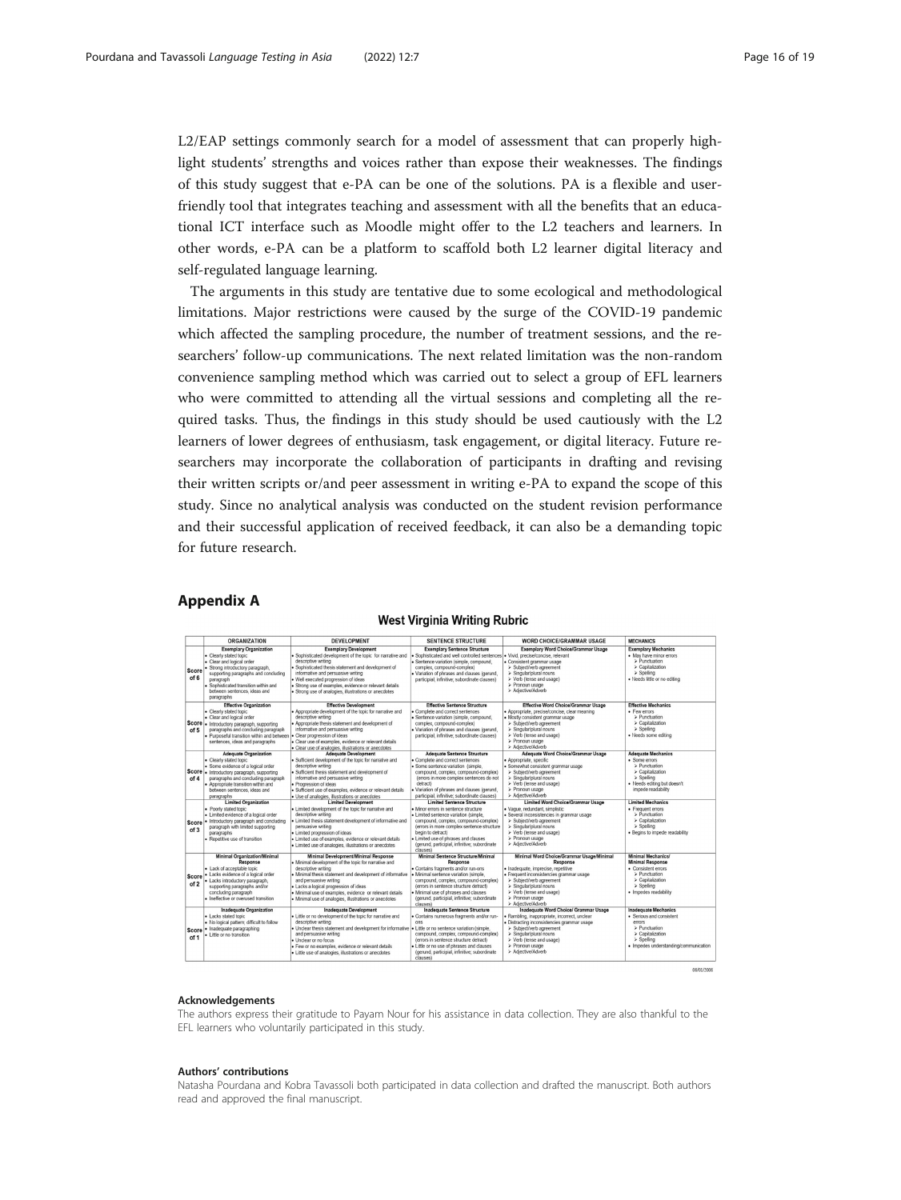L2/EAP settings commonly search for a model of assessment that can properly highlight students' strengths and voices rather than expose their weaknesses. The findings of this study suggest that e-PA can be one of the solutions. PA is a flexible and user-friendly tool that integrates teaching and assessment with all the benefits that an educational ICT interface such as Moodle might offer to the L2 teachers and learners. In other words, e-PA can be a platform to scaffold both L2 learner digital literacy and self-regulated language learning.

The arguments in this study are tentative due to some ecological and methodological limitations. Major restrictions were caused by the surge of the COVID-19 pandemic which affected the sampling procedure, the number of treatment sessions, and the researchers' follow-up communications. The next related limitation was the non-random convenience sampling method which was carried out to select a group of EFL learners who were committed to attending all the virtual sessions and completing all the required tasks. Thus, the findings in this study should be used cautiously with the L2 learners of lower degrees of enthusiasm, task engagement, or digital literacy. Future researchers may incorporate the collaboration of participants in drafting and revising their written scripts or/and peer assessment in writing e-PA to expand the scope of this study. Since no analytical analysis was conducted on the student revision performance and their successful application of received feedback, it can also be a demanding topic for future research.

## Appendix A

**West Virginia Writing Rubric**

| | ORGANIZATION | DEVELOPMENT | SENTENCE STRUCTURE | WORD CHOICE/GRAMMAR USAGE | MECHANICS |
|---|---|---|---|---|---|
| Score of 6 | **Exemplary Organization** • Clearly stated topic • Clear and logical order • Strong introductory paragraph, supporting paragraphs and concluding paragraph • Sophisticated transition within and between sentences, ideas and paragraphs | **Exemplary Development** • Sophisticated development of the topic for narrative and descriptive writing • Sophisticated thesis statement and development of informative and persuasive writing • Well executed progression of ideas • Strong use of examples, evidence or relevant details • Strong use of analogies, illustrations or anecdotes | **Exemplary Sentence Structure** • Sophisticated and well controlled sentences • Sentence variation (simple, compound, complex, compound-complex) • Variation of phrases and clauses (gerund, participial, infinitive, subordinate clauses) | **Exemplary Word Choice/Grammar Usage** • Vivid, precise/concise, relevant • Consistent grammar usage ➢ Subject/verb agreement ➢ Singular/plural nouns ➢ Verb (tense and usage) ➢ Pronoun usage ➢ Adjective/Adverb | **Exemplary Mechanics** • May have minor errors ➢ Punctuation ➢ Capitalization ➢ Spelling • Needs little or no editing |
| Score of 5 | **Effective Organization** • Clearly stated topic • Clear and logical order • Introductory paragraph, supporting paragraphs and concluding paragraph • Purposeful transition within and between sentences, ideas and paragraphs | **Effective Development** • Appropriate development of the topic for narrative and descriptive writing • Appropriate thesis statement and development of informative and persuasive writing • Clear progression of ideas • Clear use of examples, evidence or relevant details • Clear use of analogies, illustrations or anecdotes | **Effective Sentence Structure** • Complete and correct sentences • Sentence variation (simple, compound, complex, compound-complex) • Variation of phrases and clauses (gerund, participial, infinitive, subordinate clauses) | **Effective Word Choice/Grammar Usage** • Appropriate, precise/concise, clear meaning • Mostly consistent grammar usage ➢ Subject/verb agreement ➢ Singular/plural nouns ➢ Verb (tense and usage) ➢ Pronoun usage ➢ Adjective/Adverb | **Effective Mechanics** • Few errors ➢ Punctuation ➢ Capitalization ➢ Spelling • Needs some editing |
| Score of 4 | **Adequate Organization** • Clearly stated topic • Some evidence of a logical order • Introductory paragraph, supporting paragraphs and concluding paragraph • Appropriate transition within and between sentences, ideas and paragraphs | **Adequate Development** • Sufficient development of the topic for narrative and descriptive writing • Sufficient thesis statement and development of informative and persuasive writing • Progression of ideas • Sufficient use of examples, evidence or relevant details • Use of analogies, illustrations or anecdotes | **Adequate Sentence Structure** • Complete and correct sentences • Some sentence variation (simple, compound, complex, compound-complex) (errors in more complex sentences do not detract) • Variation of phrases and clauses (gerund, participial, infinitive, subordinate clauses) | **Adequate Word Choice/Grammar Usage** • Appropriate, specific • Somewhat consistent grammar usage ➢ Subject/verb agreement ➢ Singular/plural nouns ➢ Verb (tense and usage) ➢ Pronoun usage ➢ Adjective/Adverb | **Adequate Mechanics** • Some errors ➢ Punctuation ➢ Capitalization ➢ Spelling • Needs editing but doesn't impede readability |
| Score of 3 | **Limited Organization** • Poorly stated topic • Limited evidence of a logical order • Introductory paragraph and concluding paragraph with limited supporting paragraphs • Repetitive use of transition | **Limited Development** • Limited development of the topic for narrative and descriptive writing • Limited thesis statement development of informative and persuasive writing • Limited progression of ideas • Limited use of examples, evidence or relevant details • Limited use of analogies, illustrations or anecdotes | **Limited Sentence Structure** • Minor errors in sentence structure • Limited sentence variation (simple, compound, complex, compound-complex) (errors in more complex sentence structure begin to detract) • Limited use of phrases and clauses (gerund, participial, infinitive, subordinate clauses) | **Limited Word Choice/Grammar Usage** • Vague, redundant, simplistic • Several inconsistencies in grammar usage ➢ Subject/verb agreement ➢ Singular/plural nouns ➢ Verb (tense and usage) ➢ Pronoun usage ➢ Adjective/Adverb | **Limited Mechanics** • Frequent errors ➢ Punctuation ➢ Capitalization ➢ Spelling • Begins to impede readability |
| Score of 2 | **Minimal Organization/Minimal Response** • Lack of acceptable topic • Lacks evidence of a logical order • Lacks introductory paragraph, supporting paragraphs and/or concluding paragraph • Ineffective or overused transition | **Minimal Development/Minimal Response** • Minimal development of the topic for narrative and descriptive writing • Minimal thesis statement and development of informative and persuasive writing • Lacks a logical progression of ideas • Minimal use of examples, evidence or relevant details • Minimal use of analogies, illustrations or anecdotes | **Minimal Sentence Structure/Minimal Response** • Contains fragments and/or run-ons • Minimal sentence variation (simple, compound, complex, compound-complex) (errors in sentence structure detract) • Minimal use of phrases and clauses (gerund, participial, infinitive, subordinate clauses) | **Minimal Word Choice/Grammar Usage/Minimal Response** • Inadequate, imprecise, repetitive • Frequent inconsistencies grammar usage ➢ Subject/verb agreement ➢ Singular/plural nouns ➢ Verb (tense and usage) ➢ Pronoun usage ➢ Adjective/Adverb | **Minimal Mechanics/Minimal Response** • Consistent errors ➢ Punctuation ➢ Capitalization ➢ Spelling • Impedes readability |
| Score of 1 | **Inadequate Organization** • Lacks stated topic • No logical pattern; difficult to follow • Inadequate paragraphing • Little or no transition | **Inadequate Development** • Little or no development of the topic for narrative and descriptive writing • Unclear thesis statement and development for informative and persuasive writing • Unclear or no focus • Few or no examples, evidence or relevant details • Little use of analogies, illustrations or anecdotes | **Inadequate Sentence Structure** • Contains numerous fragments and/or run-ons • Little or no sentence variation (simple, compound, complex, compound-complex) (errors in sentence structure detract) • Little or no use of phrases and clauses (gerund, participial, infinitive, subordinate clauses) | **Inadequate Word Choice/ Grammar Usage** • Rambling, inappropriate, incorrect, unclear • Distracting inconsistencies grammar usage ➢ Subject/verb agreement ➢ Singular/plural nouns ➢ Verb (tense and usage) ➢ Pronoun usage ➢ Adjective/Adverb | **Inadequate Mechanics** • Serious and consistent errors ➢ Punctuation ➢ Capitalization ➢ Spelling • Impedes understanding/communication |

08/03/2006

#### Acknowledgements

The authors express their gratitude to Payam Nour for his assistance in data collection. They are also thankful to the EFL learners who voluntarily participated in this study.

#### Authors' contributions

Natasha Pourdana and Kobra Tavassoli both participated in data collection and drafted the manuscript. Both authors read and approved the final manuscript.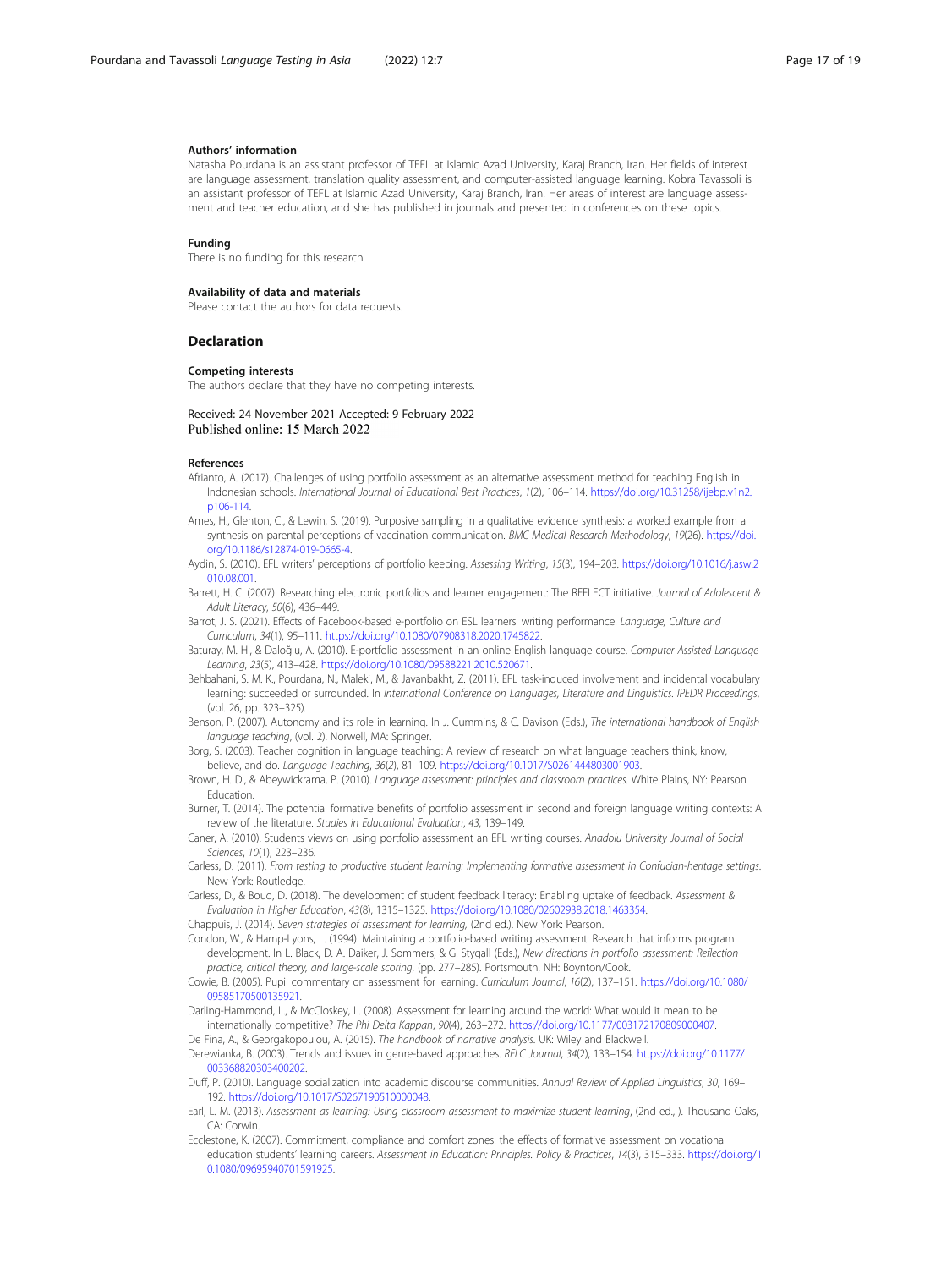### Authors' information

Natasha Pourdana is an assistant professor of TEFL at Islamic Azad University, Karaj Branch, Iran. Her fields of interest are language assessment, translation quality assessment, and computer-assisted language learning. Kobra Tavassoli is an assistant professor of TEFL at Islamic Azad University, Karaj Branch, Iran. Her areas of interest are language assessment and teacher education, and she has published in journals and presented in conferences on these topics.

### Funding

There is no funding for this research.

### Availability of data and materials

Please contact the authors for data requests.

## Declaration

### Competing interests

The authors declare that they have no competing interests.

Received: 24 November 2021 Accepted: 9 February 2022
Published online: 15 March 2022

### References

Afrianto, A. (2017). Challenges of using portfolio assessment as an alternative assessment method for teaching English in Indonesian schools. *International Journal of Educational Best Practices*, *1*(2), 106–114. https://doi.org/10.31258/ijebp.v1n2.p106-114.

Ames, H., Glenton, C., & Lewin, S. (2019). Purposive sampling in a qualitative evidence synthesis: a worked example from a synthesis on parental perceptions of vaccination communication. *BMC Medical Research Methodology*, *19*(26). https://doi.org/10.1186/s12874-019-0665-4.

Aydin, S. (2010). EFL writers' perceptions of portfolio keeping. *Assessing Writing*, *15*(3), 194–203. https://doi.org/10.1016/j.asw.2010.08.001.

Barrett, H. C. (2007). Researching electronic portfolios and learner engagement: The REFLECT initiative. *Journal of Adolescent & Adult Literacy*, *50*(6), 436–449.

Barrot, J. S. (2021). Effects of Facebook-based e-portfolio on ESL learners' writing performance. *Language, Culture and Curriculum*, *34*(1), 95–111. https://doi.org/10.1080/07908318.2020.1745822.

Baturay, M. H., & Daloğlu, A. (2010). E-portfolio assessment in an online English language course. *Computer Assisted Language Learning*, *23*(5), 413–428. https://doi.org/10.1080/09588221.2010.520671.

Behbahani, S. M. K., Pourdana, N., Maleki, M., & Javanbakht, Z. (2011). EFL task-induced involvement and incidental vocabulary learning: succeeded or surrounded. In *International Conference on Languages, Literature and Linguistics. IPEDR Proceedings*, (vol. 26, pp. 323–325).

Benson, P. (2007). Autonomy and its role in learning. In J. Cummins, & C. Davison (Eds.), *The international handbook of English language teaching*, (vol. 2). Norwell, MA: Springer.

Borg, S. (2003). Teacher cognition in language teaching: A review of research on what language teachers think, know, believe, and do. *Language Teaching*, *36*(2), 81–109. https://doi.org/10.1017/S0261444803001903.

Brown, H. D., & Abeywickrama, P. (2010). *Language assessment: principles and classroom practices*. White Plains, NY: Pearson Education.

Burner, T. (2014). The potential formative benefits of portfolio assessment in second and foreign language writing contexts: A review of the literature. *Studies in Educational Evaluation*, *43*, 139–149.

Caner, A. (2010). Students views on using portfolio assessment an EFL writing courses. *Anadolu University Journal of Social Sciences*, *10*(1), 223–236.

Carless, D. (2011). *From testing to productive student learning: Implementing formative assessment in Confucian-heritage settings*. New York: Routledge.

Carless, D., & Boud, D. (2018). The development of student feedback literacy: Enabling uptake of feedback. *Assessment & Evaluation in Higher Education*, *43*(8), 1315–1325. https://doi.org/10.1080/02602938.2018.1463354.

Chappuis, J. (2014). *Seven strategies of assessment for learning*, (2nd ed.). New York: Pearson.

Condon, W., & Hamp-Lyons, L. (1994). Maintaining a portfolio-based writing assessment: Research that informs program development. In L. Black, D. A. Daiker, J. Sommers, & G. Stygall (Eds.), *New directions in portfolio assessment: Reflection practice, critical theory, and large-scale scoring*, (pp. 277–285). Portsmouth, NH: Boynton/Cook.

Cowie, B. (2005). Pupil commentary on assessment for learning. *Curriculum Journal*, *16*(2), 137–151. https://doi.org/10.1080/09585170500135921.

Darling-Hammond, L., & McCloskey, L. (2008). Assessment for learning around the world: What would it mean to be internationally competitive? *The Phi Delta Kappan*, *90*(4), 263–272. https://doi.org/10.1177/003172170809000407.

De Fina, A., & Georgakopoulou, A. (2015). *The handbook of narrative analysis*. UK: Wiley and Blackwell.

Derewianka, B. (2003). Trends and issues in genre-based approaches. *RELC Journal*, *34*(2), 133–154. https://doi.org/10.1177/003368820303400202.

Duff, P. (2010). Language socialization into academic discourse communities. *Annual Review of Applied Linguistics*, *30*, 169–192. https://doi.org/10.1017/S0267190510000048.

Earl, L. M. (2013). *Assessment as learning: Using classroom assessment to maximize student learning*, (2nd ed., ). Thousand Oaks, CA: Corwin.

Ecclestone, K. (2007). Commitment, compliance and comfort zones: the effects of formative assessment on vocational education students' learning careers. *Assessment in Education: Principles. Policy & Practices*, *14*(3), 315–333. https://doi.org/10.1080/09695940701591925.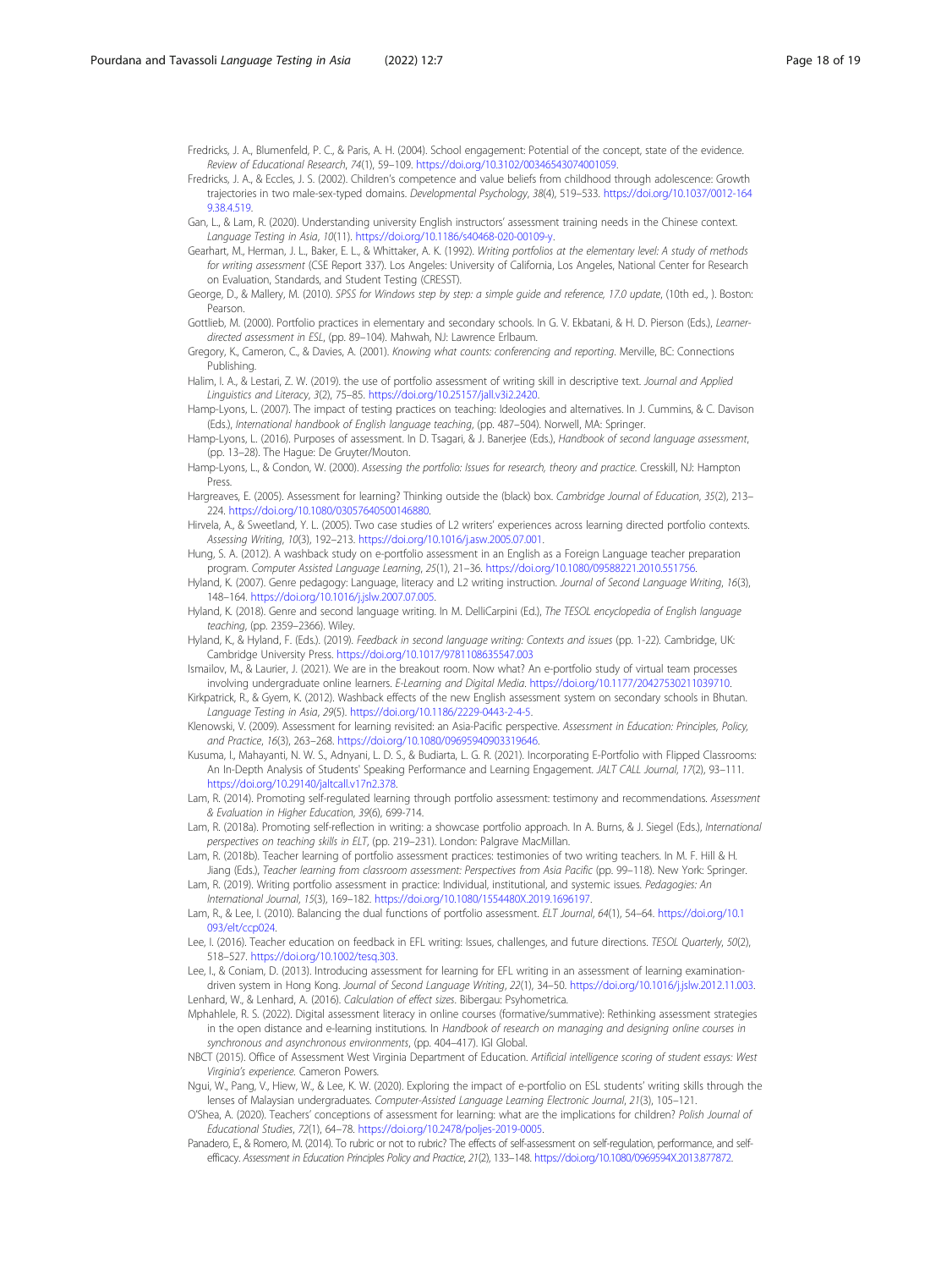Fredricks, J. A., Blumenfeld, P. C., & Paris, A. H. (2004). School engagement: Potential of the concept, state of the evidence. *Review of Educational Research*, *74*(1), 59–109. https://doi.org/10.3102/00346543074001059.

Fredricks, J. A., & Eccles, J. S. (2002). Children's competence and value beliefs from childhood through adolescence: Growth trajectories in two male-sex-typed domains. *Developmental Psychology*, *38*(4), 519–533. https://doi.org/10.1037/0012-1649.38.4.519.

Gan, L., & Lam, R. (2020). Understanding university English instructors' assessment training needs in the Chinese context. *Language Testing in Asia*, *10*(11). https://doi.org/10.1186/s40468-020-00109-y.

Gearhart, M., Herman, J. L., Baker, E. L., & Whittaker, A. K. (1992). *Writing portfolios at the elementary level: A study of methods for writing assessment* (CSE Report 337). Los Angeles: University of California, Los Angeles, National Center for Research on Evaluation, Standards, and Student Testing (CRESST).

George, D., & Mallery, M. (2010). *SPSS for Windows step by step: a simple guide and reference, 17.0 update*, (10th ed., ). Boston: Pearson.

Gottlieb, M. (2000). Portfolio practices in elementary and secondary schools. In G. V. Ekbatani, & H. D. Pierson (Eds.), *Learner-directed assessment in ESL*, (pp. 89–104). Mahwah, NJ: Lawrence Erlbaum.

Gregory, K., Cameron, C., & Davies, A. (2001). *Knowing what counts: conferencing and reporting*. Merville, BC: Connections Publishing.

Halim, I. A., & Lestari, Z. W. (2019). the use of portfolio assessment of writing skill in descriptive text. *Journal and Applied Linguistics and Literacy*, *3*(2), 75–85. https://doi.org/10.25157/jall.v3i2.2420.

Hamp-Lyons, L. (2007). The impact of testing practices on teaching: Ideologies and alternatives. In J. Cummins, & C. Davison (Eds.), *International handbook of English language teaching*, (pp. 487–504). Norwell, MA: Springer.

Hamp-Lyons, L. (2016). Purposes of assessment. In D. Tsagari, & J. Banerjee (Eds.), *Handbook of second language assessment*, (pp. 13–28). The Hague: De Gruyter/Mouton.

Hamp-Lyons, L., & Condon, W. (2000). *Assessing the portfolio: Issues for research, theory and practice*. Cresskill, NJ: Hampton Press.

Hargreaves, E. (2005). Assessment for learning? Thinking outside the (black) box. *Cambridge Journal of Education*, *35*(2), 213–224. https://doi.org/10.1080/03057640500146880.

Hirvela, A., & Sweetland, Y. L. (2005). Two case studies of L2 writers' experiences across learning directed portfolio contexts. *Assessing Writing*, *10*(3), 192–213. https://doi.org/10.1016/j.asw.2005.07.001.

Hung, S. A. (2012). A washback study on e-portfolio assessment in an English as a Foreign Language teacher preparation program. *Computer Assisted Language Learning*, *25*(1), 21–36. https://doi.org/10.1080/09588221.2010.551756.

Hyland, K. (2007). Genre pedagogy: Language, literacy and L2 writing instruction. *Journal of Second Language Writing*, *16*(3), 148–164. https://doi.org/10.1016/j.jslw.2007.07.005.

Hyland, K. (2018). Genre and second language writing. In M. DelliCarpini (Ed.), *The TESOL encyclopedia of English language teaching*, (pp. 2359–2366). Wiley.

Hyland, K., & Hyland, F. (Eds.). (2019). *Feedback in second language writing: Contexts and issues* (pp. 1-22). Cambridge, UK: Cambridge University Press. https://doi.org/10.1017/9781108635547.003

Ismailov, M., & Laurier, J. (2021). We are in the breakout room. Now what? An e-portfolio study of virtual team processes involving undergraduate online learners. *E-Learning and Digital Media*. https://doi.org/10.1177/20427530211039710.

Kirkpatrick, R., & Gyem, K. (2012). Washback effects of the new English assessment system on secondary schools in Bhutan. *Language Testing in Asia*, *29*(5). https://doi.org/10.1186/2229-0443-2-4-5.

Klenowski, V. (2009). Assessment for learning revisited: an Asia-Pacific perspective. *Assessment in Education: Principles, Policy, and Practice*, *16*(3), 263–268. https://doi.org/10.1080/09695940903319646.

Kusuma, I., Mahayanti, N. W. S., Adnyani, L. D. S., & Budiarta, L. G. R. (2021). Incorporating E-Portfolio with Flipped Classrooms: An In-Depth Analysis of Students' Speaking Performance and Learning Engagement. *JALT CALL Journal*, *17*(2), 93–111. https://doi.org/10.29140/jaltcall.v17n2.378.

Lam, R. (2014). Promoting self-regulated learning through portfolio assessment: testimony and recommendations. *Assessment & Evaluation in Higher Education*, *39*(6), 699-714.

Lam, R. (2018a). Promoting self-reflection in writing: a showcase portfolio approach. In A. Burns, & J. Siegel (Eds.), *International perspectives on teaching skills in ELT*, (pp. 219–231). London: Palgrave MacMillan.

Lam, R. (2018b). Teacher learning of portfolio assessment practices: testimonies of two writing teachers. In M. F. Hill & H. Jiang (Eds.), *Teacher learning from classroom assessment: Perspectives from Asia Pacific* (pp. 99–118). New York: Springer.

Lam, R. (2019). Writing portfolio assessment in practice: Individual, institutional, and systemic issues. *Pedagogies: An International Journal*, *15*(3), 169–182. https://doi.org/10.1080/1554480X.2019.1696197.

Lam, R., & Lee, I. (2010). Balancing the dual functions of portfolio assessment. *ELT Journal*, *64*(1), 54–64. https://doi.org/10.1093/elt/ccp024.

Lee, I. (2016). Teacher education on feedback in EFL writing: Issues, challenges, and future directions. *TESOL Quarterly*, *50*(2), 518–527. https://doi.org/10.1002/tesq.303.

Lee, I., & Coniam, D. (2013). Introducing assessment for learning for EFL writing in an assessment of learning examination-driven system in Hong Kong. *Journal of Second Language Writing*, *22*(1), 34–50. https://doi.org/10.1016/j.jslw.2012.11.003.

Lenhard, W., & Lenhard, A. (2016). *Calculation of effect sizes*. Bibergau: Psyhometrica.

Mphahlele, R. S. (2022). Digital assessment literacy in online courses (formative/summative): Rethinking assessment strategies in the open distance and e-learning institutions. In *Handbook of research on managing and designing online courses in synchronous and asynchronous environments*, (pp. 404–417). IGI Global.

NBCT (2015). Office of Assessment West Virginia Department of Education. *Artificial intelligence scoring of student essays: West Virginia's experience*. Cameron Powers.

Ngui, W., Pang, V., Hiew, W., & Lee, K. W. (2020). Exploring the impact of e-portfolio on ESL students' writing skills through the lenses of Malaysian undergraduates. *Computer-Assisted Language Learning Electronic Journal*, *21*(3), 105–121.

O'Shea, A. (2020). Teachers' conceptions of assessment for learning: what are the implications for children? *Polish Journal of Educational Studies*, *72*(1), 64–78. https://doi.org/10.2478/poljes-2019-0005.

Panadero, E., & Romero, M. (2014). To rubric or not to rubric? The effects of self-assessment on self-regulation, performance, and self-efficacy. *Assessment in Education Principles Policy and Practice*, *21*(2), 133–148. https://doi.org/10.1080/0969594X.2013.877872.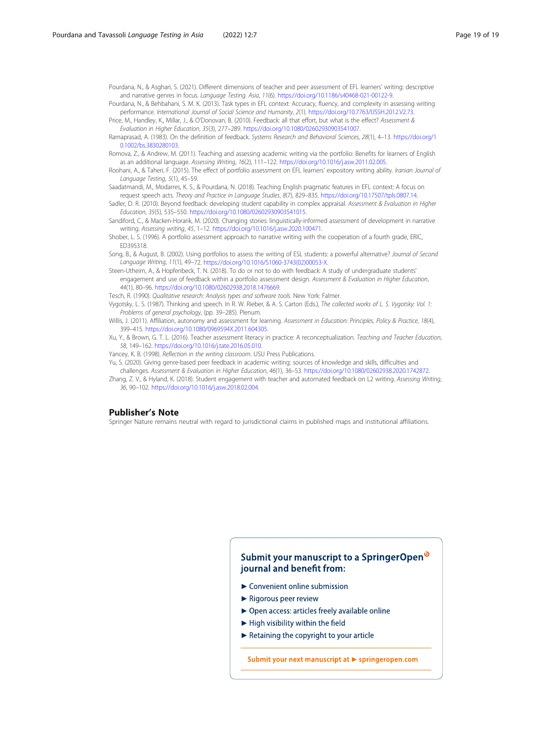Pourdana, N., & Asghari, S. (2021). Different dimensions of teacher and peer assessment of EFL learners' writing: descriptive and narrative genres in focus. *Language Testing. Asia*, *11*(6). https://doi.org/10.1186/s40468-021-00122-9.

Pourdana, N., & Behbahani, S. M. K. (2013). Task types in EFL context: Accuracy, fluency, and complexity in assessing writing performance. *International Journal of Social Science and Humanity*, *2*(1). https://doi.org/10.7763/IJSSH.2012.V2.73.

Price, M., Handley, K., Millar, J., & O'Donovan, B. (2010). Feedback: all that effort, but what is the effect? *Assessment & Evaluation in Higher Education*, *35*(3), 277–289. https://doi.org/10.1080/02602930903541007.

Ramaprasad, A. (1983). On the definition of feedback. *Systems Research and Behavioral Sciences*, *28*(1), 4–13. https://doi.org/10.1002/bs.3830280103.

Romova, Z., & Andrew, M. (2011). Teaching and assessing academic writing via the portfolio: Benefits for learners of English as an additional language. *Assessing Writing*, *16*(2), 111–122. https://doi.org/10.1016/j.asw.2011.02.005.

Roohani, A., & Taheri, F. (2015). The effect of portfolio assessment on EFL learners' expository writing ability. *Iranian Journal of Language Testing*, *5*(1), 45–59.

Saadatmandi, M., Modarres, K. S., & Pourdana, N. (2018). Teaching English pragmatic features in EFL context: A focus on request speech acts. *Theory and Practice in Language Studies*, *8*(7), 829–835. https://doi.org/10.17507/tpls.0807.14.

Sadler, D. R. (2010). Beyond feedback: developing student capability in complex appraisal. *Assessment & Evaluation in Higher Education*, *35*(5), 535–550. https://doi.org/10.1080/02602930903541015.

Sandiford, C., & Macken-Horarik, M. (2020). Changing stories: linguistically-informed assessment of development in narrative writing. *Assessing writing*, *45*, 1–12. https://doi.org/10.1016/j.asw.2020.100471.

Shober, L. S. (1996). A portfolio assessment approach to narrative writing with the cooperation of a fourth grade, ERIC, ED395318.

Song, B., & August, B. (2002). Using portfolios to assess the writing of ESL students: a powerful alternative? *Journal of Second Language Writing*, *11*(1), 49–72. https://doi.org/10.1016/S1060-3743(02)00053-X.

Steen-Utheim, A., & Hopfenbeck, T. N. (2018). To do or not to do with feedback: A study of undergraduate students' engagement and use of feedback within a portfolio assessment design. *Assessment & Evaluation in Higher Education*, *44*(1), 80–96. https://doi.org/10.1080/02602938.2018.1476669.

Tesch, R. (1990). *Qualitative research: Analysis types and software tools*. New York: Falmer.

Vygotsky, L. S. (1987). Thinking and speech. In R. W. Rieber, & A. S. Carton (Eds.), *The collected works of L. S. Vygotsky: Vol. 1: Problems of general psychology*, (pp. 39–285). Plenum.

Willis, J. (2011). Affiliation, autonomy and assessment for learning. *Assessment in Education: Principles, Policy & Practice*, *18*(4), 399–415. https://doi.org/10.1080/0969594X.2011.604305.

Xu, Y., & Brown, G. T. L. (2016). Teacher assessment literacy in practice: A reconceptualization. *Teaching and Teacher Education*, *58*, 149–162. https://doi.org/10.1016/j.tate.2016.05.010.

Yancey, K. B. (1998). *Reflection in the writing classroom*. USU Press Publications.

Yu, S. (2020). Giving genre-based peer feedback in academic writing: sources of knowledge and skills, difficulties and challenges. *Assessment & Evaluation in Higher Education*, *46*(1), 36–53. https://doi.org/10.1080/02602938.2020.1742872.

Zhang, Z. V., & Hyland, K. (2018). Student engagement with teacher and automated feedback on L2 writing. *Assessing Writing*, *36*, 90–102. https://doi.org/10.1016/j.asw.2018.02.004.

## Publisher's Note

Springer Nature remains neutral with regard to jurisdictional claims in published maps and institutional affiliations.

**Submit your manuscript to a SpringerOpen journal and benefit from:**

- ► Convenient online submission
- ► Rigorous peer review
- ► Open access: articles freely available online
- ► High visibility within the field
- ► Retaining the copyright to your article

**Submit your next manuscript at ► springeropen.com**